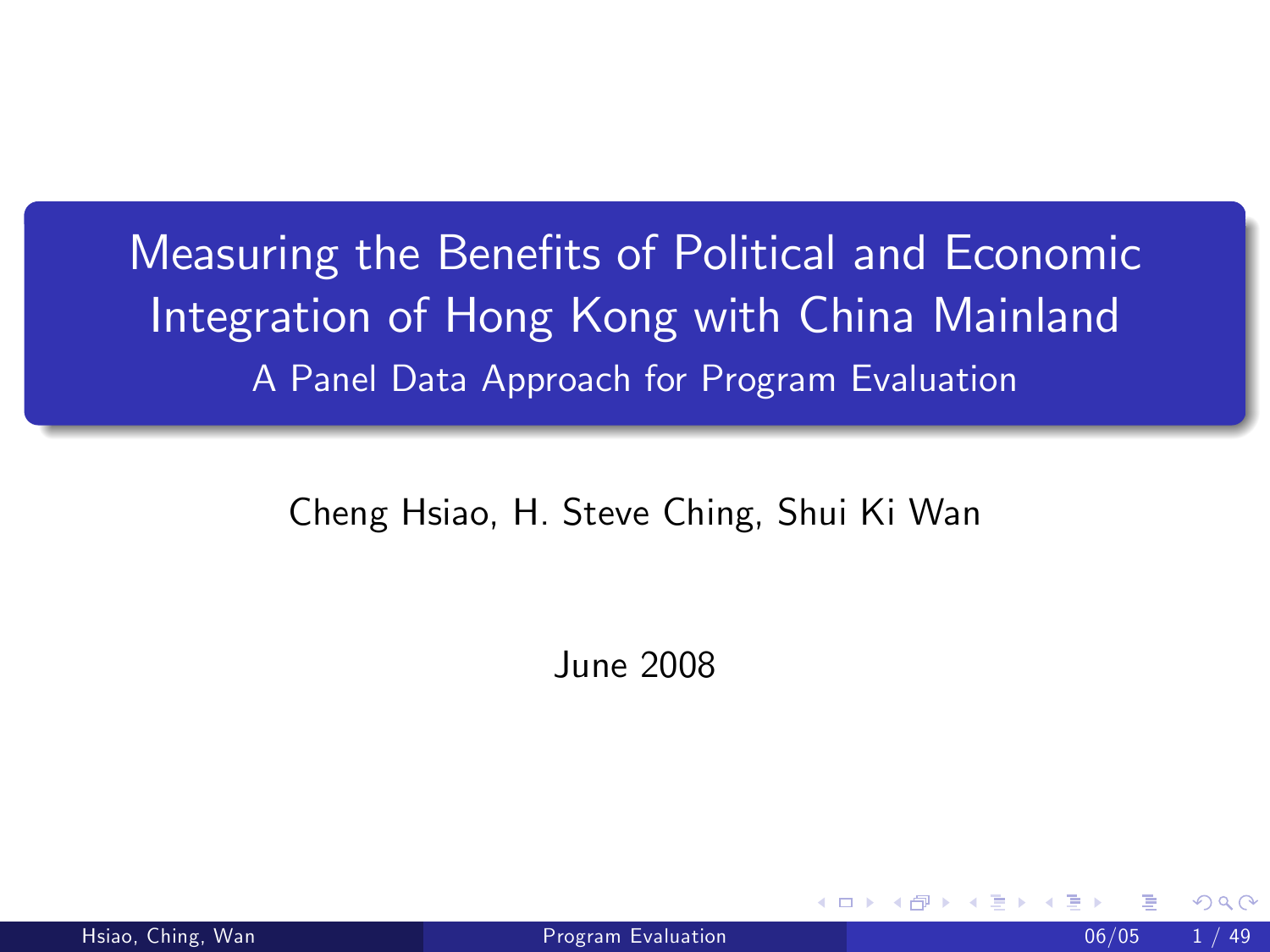# Measuring the Benefits of Political and Economic Integration of Hong Kong with China Mainland

## A Panel Data Approach for Program Evaluation

Cheng Hsiao, H. Steve Ching, Shui Ki Wan

June 2008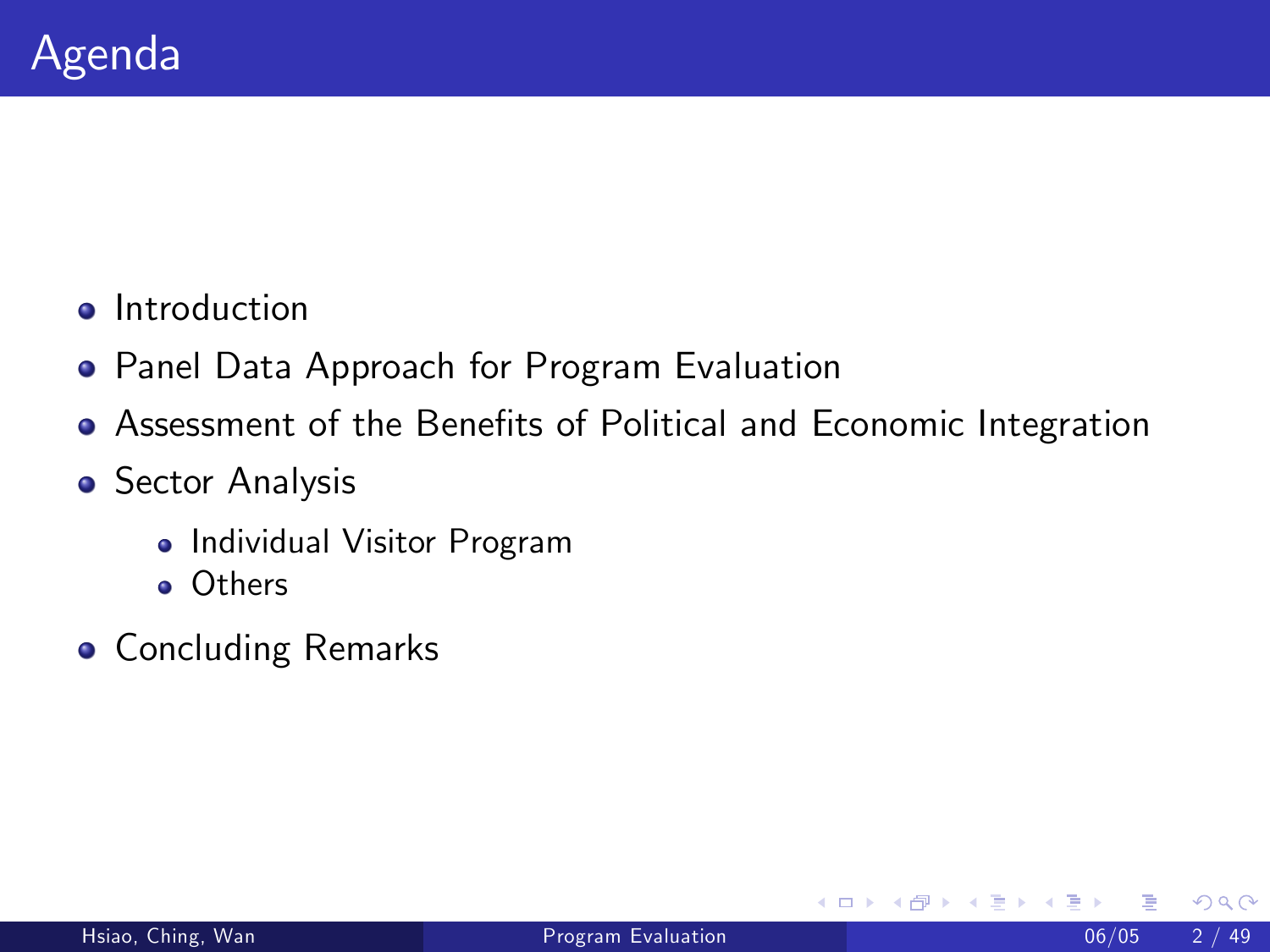# Agenda

- Introduction
- Panel Data Approach for Program Evaluation
- Assessment of the Benefits of Political and Economic Integration
- Sector Analysis
  - Individual Visitor Program
  - Others
- Concluding Remarks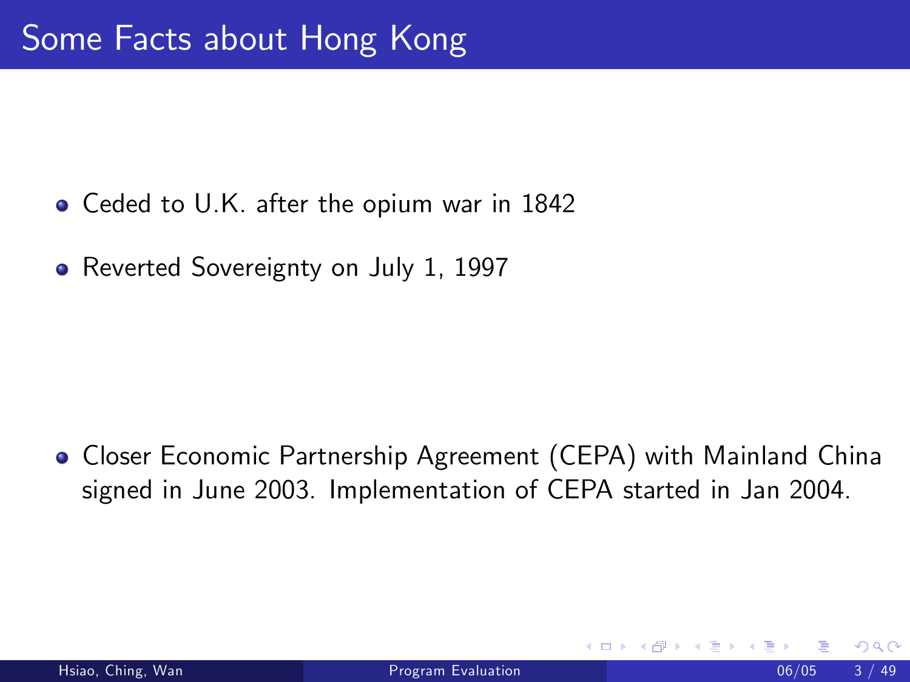# Some Facts about Hong Kong

- Ceded to U.K. after the opium war in 1842
- Reverted Sovereignty on July 1, 1997

- Closer Economic Partnership Agreement (CEPA) with Mainland China signed in June 2003. Implementation of CEPA started in Jan 2004.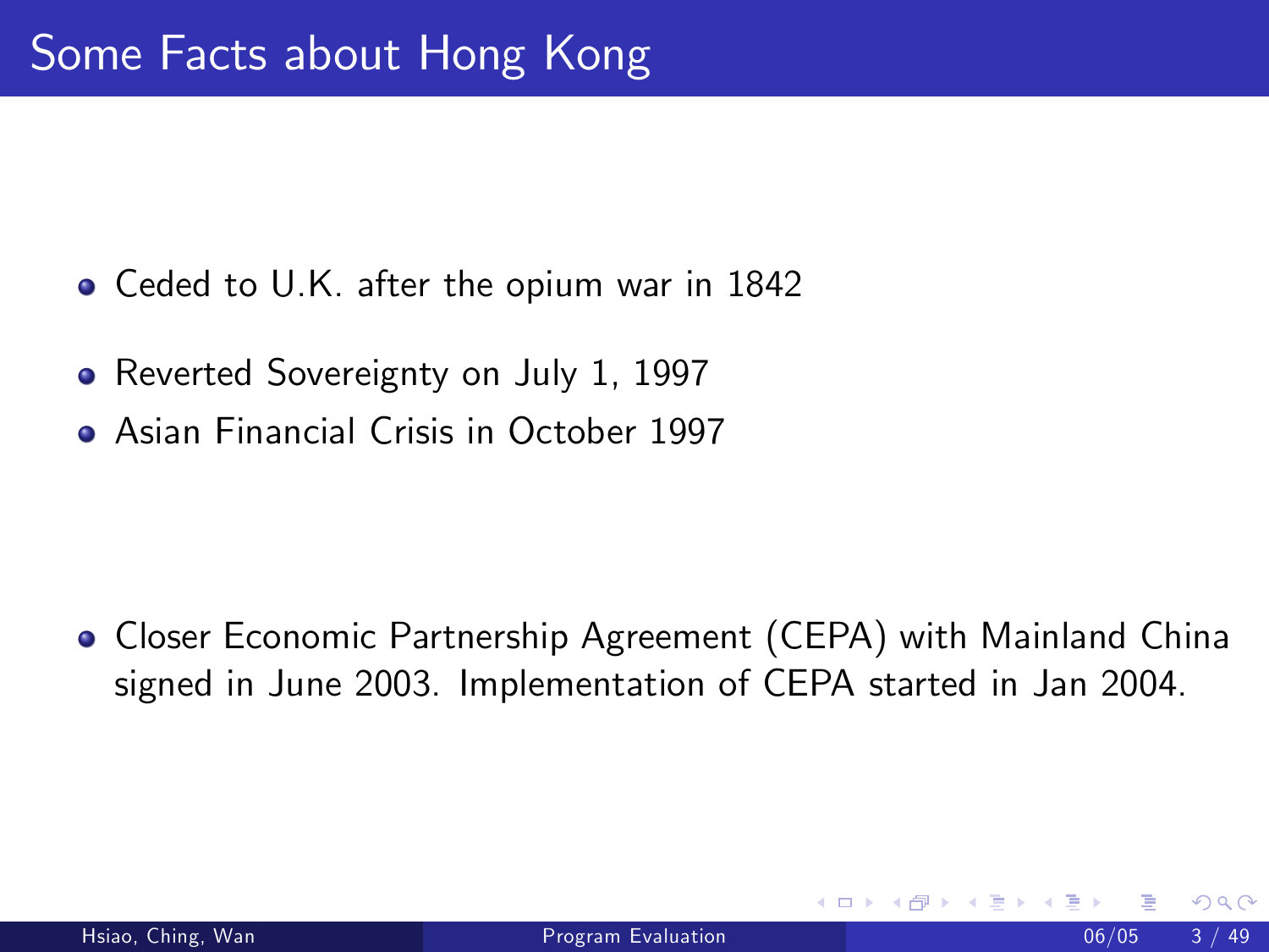# Some Facts about Hong Kong

- Ceded to U.K. after the opium war in 1842
- Reverted Sovereignty on July 1, 1997
- Asian Financial Crisis in October 1997
- Closer Economic Partnership Agreement (CEPA) with Mainland China signed in June 2003. Implementation of CEPA started in Jan 2004.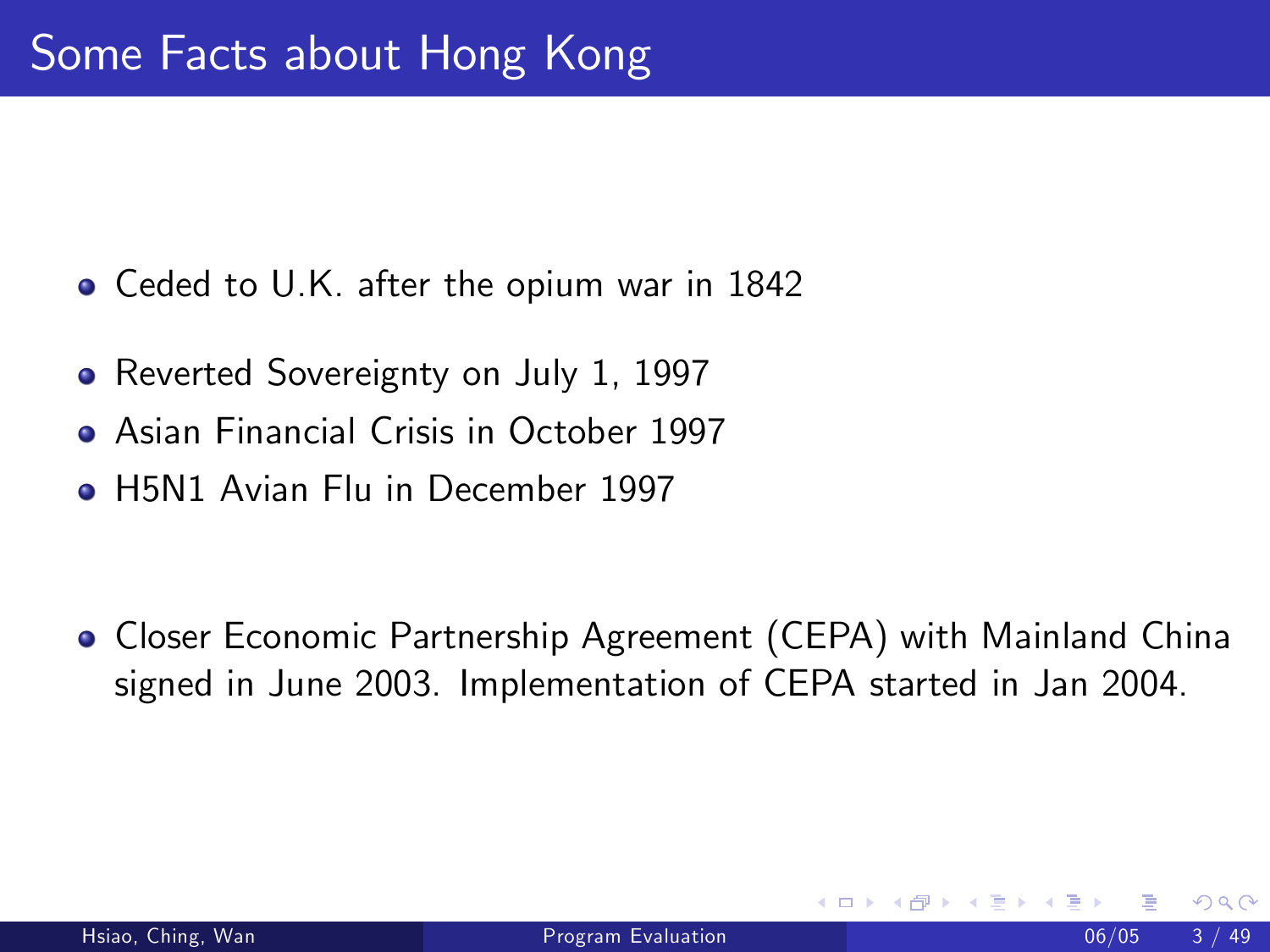# Some Facts about Hong Kong

- Ceded to U.K. after the opium war in 1842

- Reverted Sovereignty on July 1, 1997
- Asian Financial Crisis in October 1997
- H5N1 Avian Flu in December 1997

- Closer Economic Partnership Agreement (CEPA) with Mainland China signed in June 2003. Implementation of CEPA started in Jan 2004.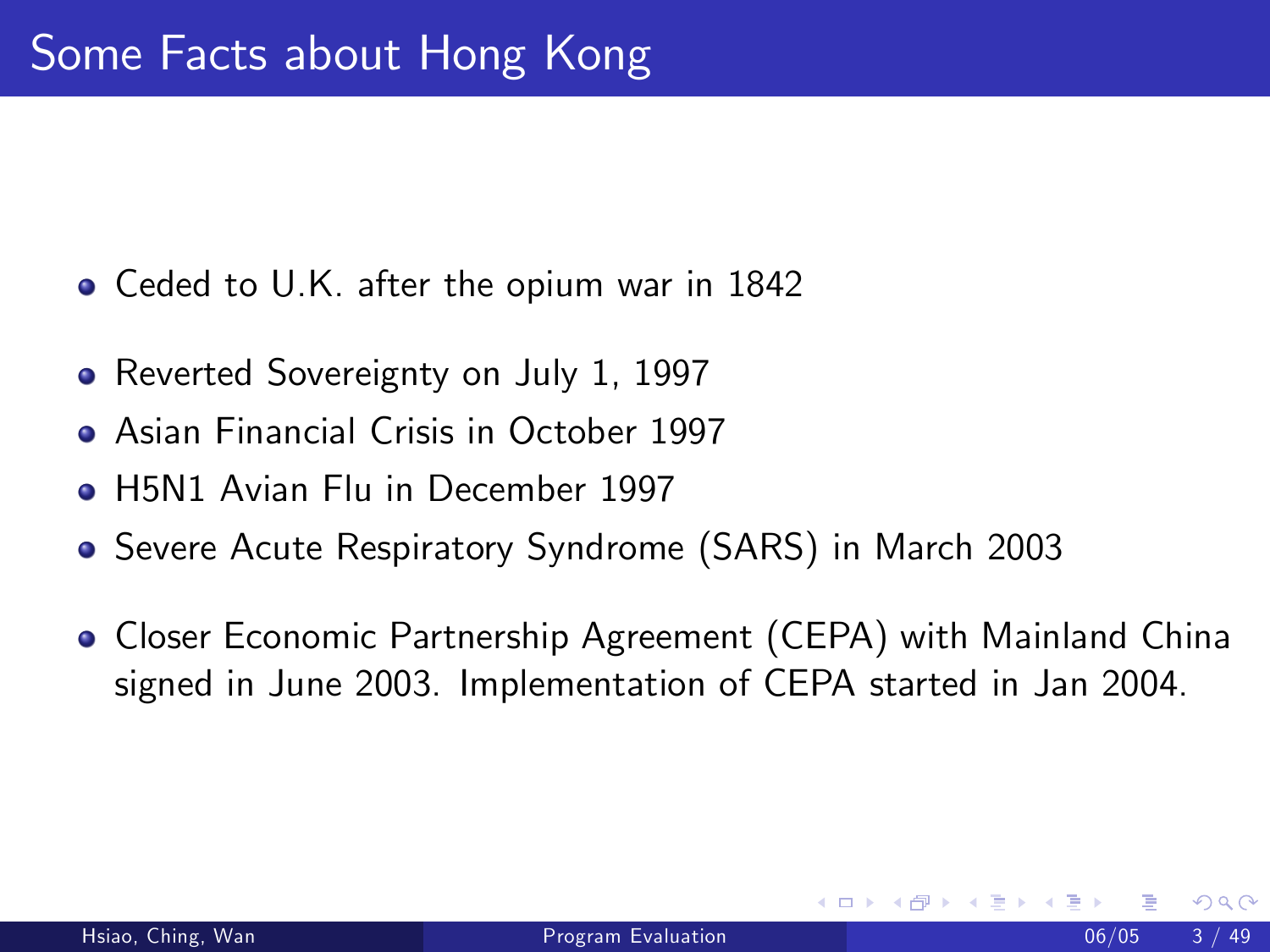# Some Facts about Hong Kong

- Ceded to U.K. after the opium war in 1842
- Reverted Sovereignty on July 1, 1997
- Asian Financial Crisis in October 1997
- H5N1 Avian Flu in December 1997
- Severe Acute Respiratory Syndrome (SARS) in March 2003
- Closer Economic Partnership Agreement (CEPA) with Mainland China signed in June 2003. Implementation of CEPA started in Jan 2004.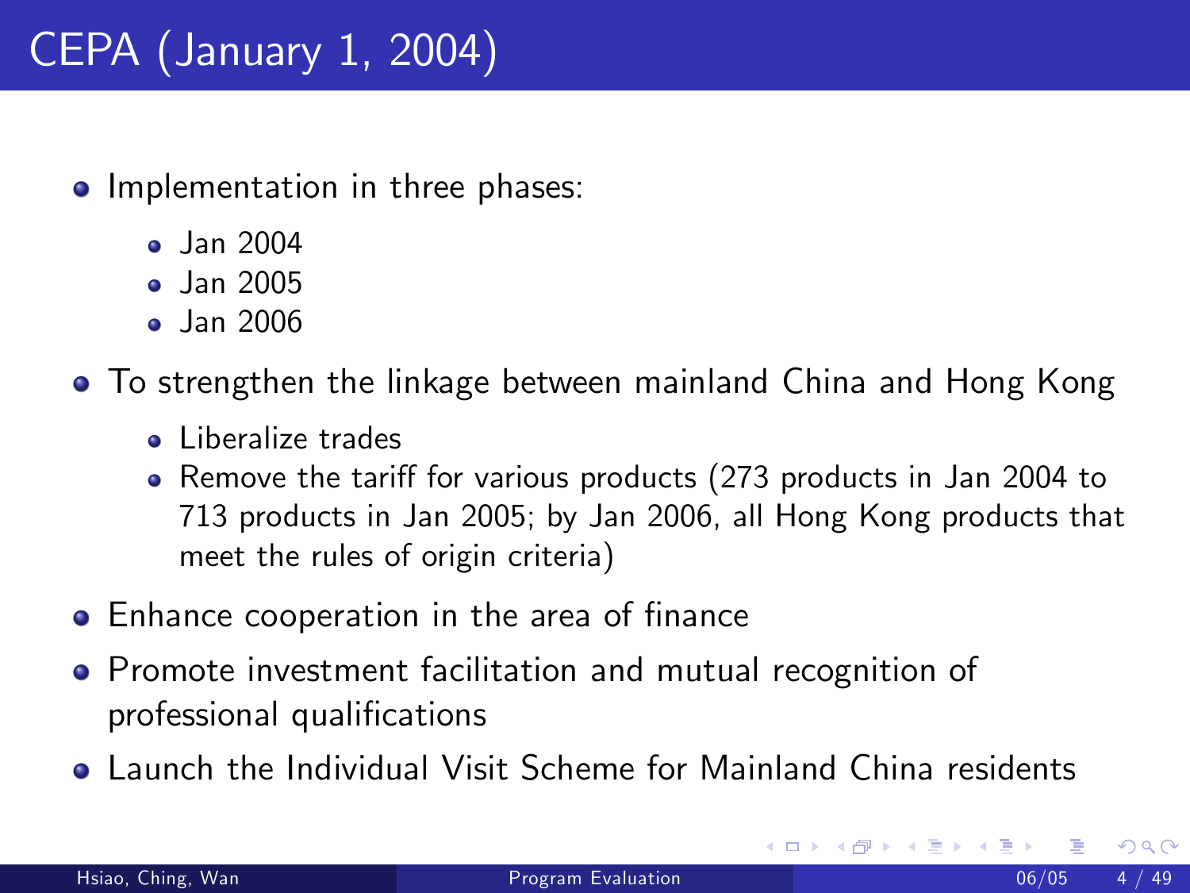# CEPA (January 1, 2004)

- Implementation in three phases:
  - Jan 2004
  - Jan 2005
  - Jan 2006
- To strengthen the linkage between mainland China and Hong Kong
  - Liberalize trades
  - Remove the tariff for various products (273 products in Jan 2004 to 713 products in Jan 2005; by Jan 2006, all Hong Kong products that meet the rules of origin criteria)
- Enhance cooperation in the area of finance
- Promote investment facilitation and mutual recognition of professional qualifications
- Launch the Individual Visit Scheme for Mainland China residents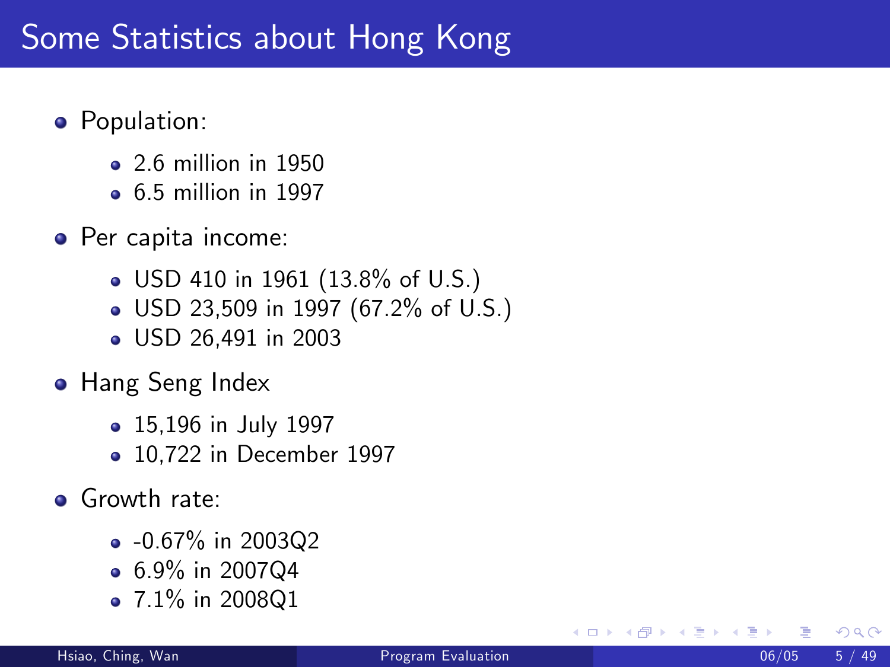# Some Statistics about Hong Kong

- Population:
  - 2.6 million in 1950
  - 6.5 million in 1997
- Per capita income:
  - USD 410 in 1961 (13.8% of U.S.)
  - USD 23,509 in 1997 (67.2% of U.S.)
  - USD 26,491 in 2003
- Hang Seng Index
  - 15,196 in July 1997
  - 10,722 in December 1997
- Growth rate:
  - -0.67% in 2003Q2
  - 6.9% in 2007Q4
  - 7.1% in 2008Q1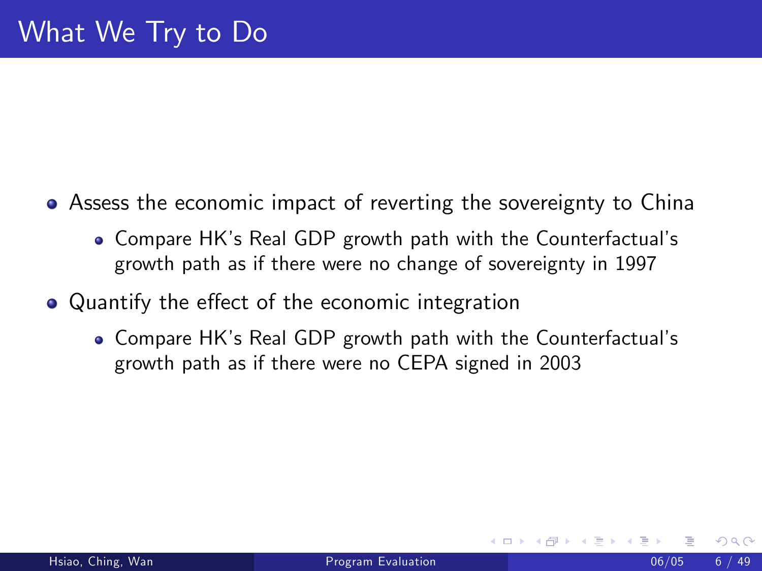# What We Try to Do

- Assess the economic impact of reverting the sovereignty to China
  - Compare HK's Real GDP growth path with the Counterfactual's growth path as if there were no change of sovereignty in 1997
- Quantify the effect of the economic integration
  - Compare HK's Real GDP growth path with the Counterfactual's growth path as if there were no CEPA signed in 2003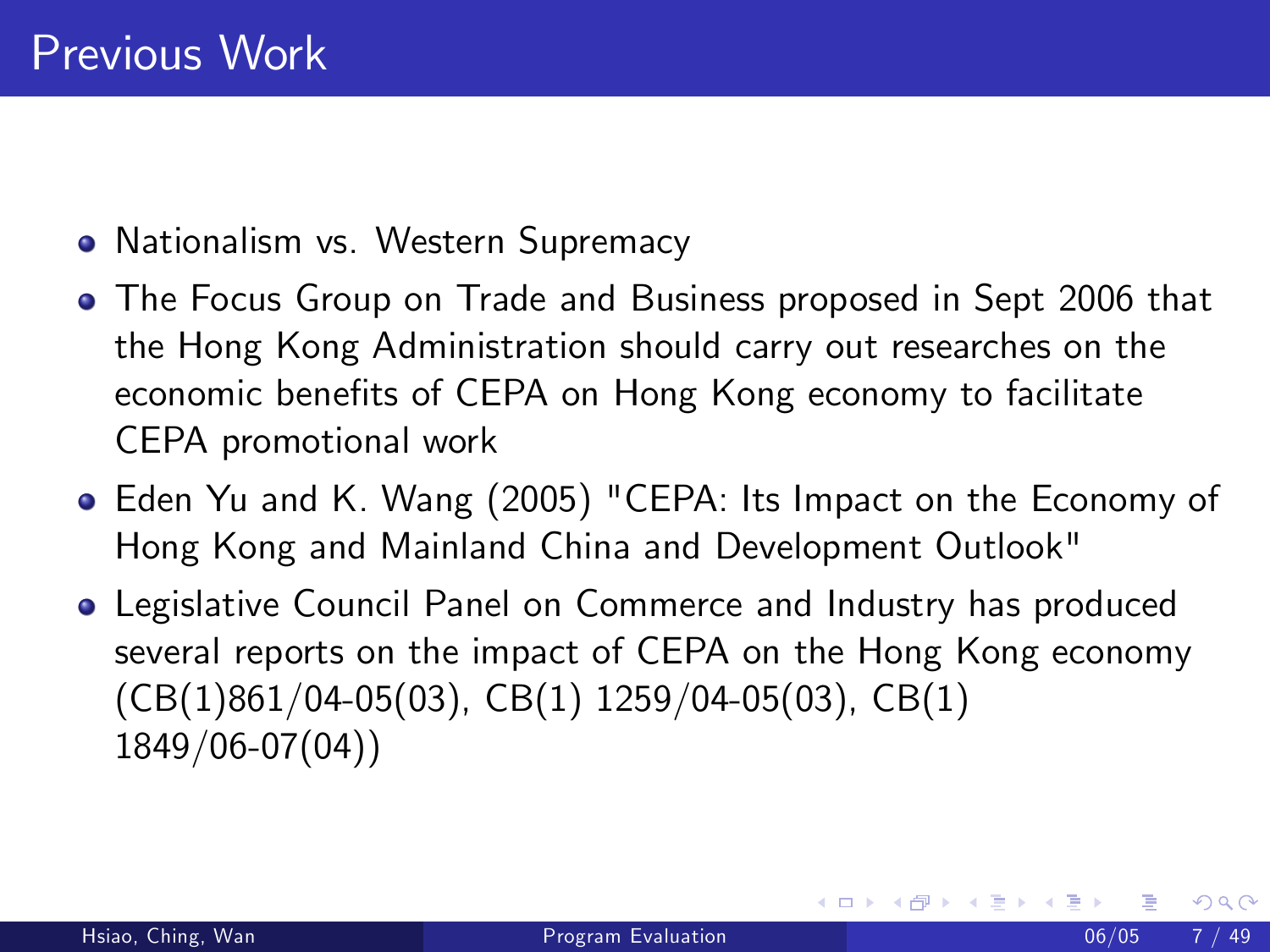# Previous Work

- Nationalism vs. Western Supremacy
- The Focus Group on Trade and Business proposed in Sept 2006 that the Hong Kong Administration should carry out researches on the economic benefits of CEPA on Hong Kong economy to facilitate CEPA promotional work
- Eden Yu and K. Wang (2005) "CEPA: Its Impact on the Economy of Hong Kong and Mainland China and Development Outlook"
- Legislative Council Panel on Commerce and Industry has produced several reports on the impact of CEPA on the Hong Kong economy (CB(1)861/04-05(03), CB(1) 1259/04-05(03), CB(1) 1849/06-07(04))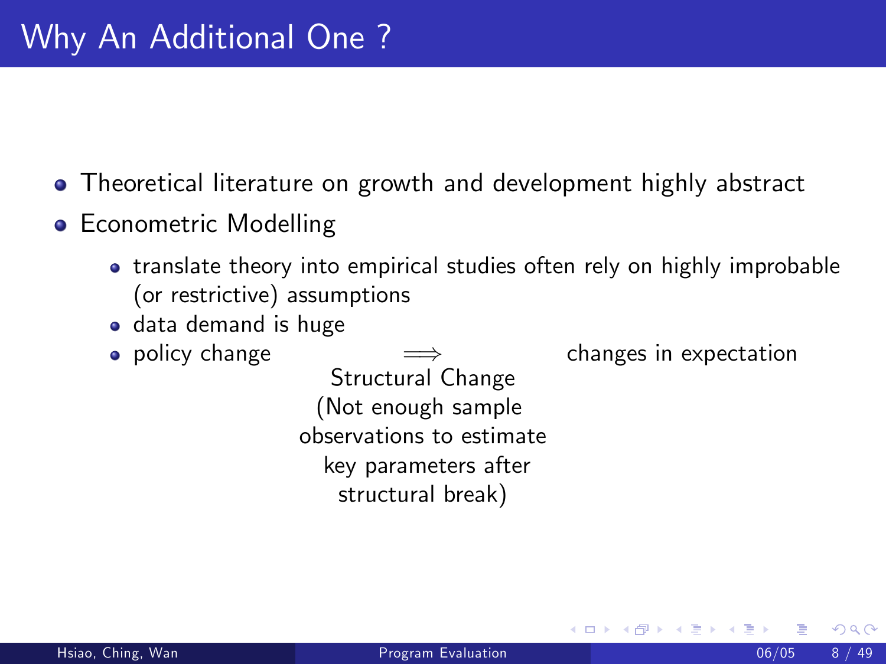# Why An Additional One ?

- Theoretical literature on growth and development highly abstract
- Econometric Modelling
  - translate theory into empirical studies often rely on highly improbable (or restrictive) assumptions
  - data demand is huge
  - policy change $\underset{\text{Structural Change (Not enough sample observations to estimate key parameters after structural break)}}{\Longrightarrow}$ changes in expectation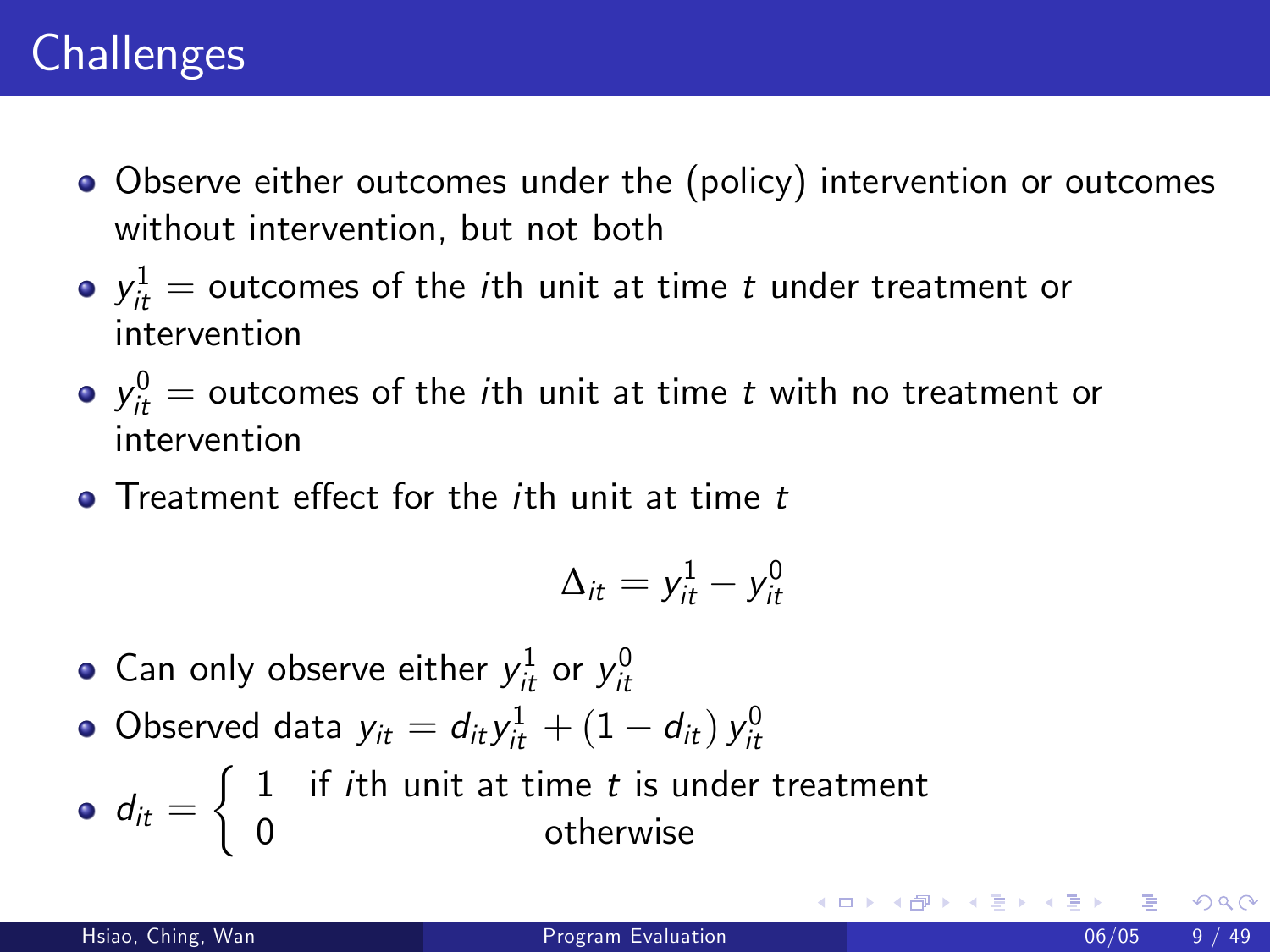# Challenges

- Observe either outcomes under the (policy) intervention or outcomes without intervention, but not both
- $y_{it}^1$ = outcomes of the $i$th unit at time $t$ under treatment or intervention
- $y_{it}^0$ = outcomes of the $i$th unit at time $t$ with no treatment or intervention
- Treatment effect for the $i$th unit at time $t$

$$\Delta_{it} = y_{it}^1 - y_{it}^0$$

- Can only observe either $y_{it}^1$ or $y_{it}^0$
- Observed data $y_{it} = d_{it} y_{it}^1 + (1 - d_{it}) y_{it}^0$
- $d_{it} = \begin{cases} 1 & \text{if } i\text{th unit at time } t \text{ is under treatment} \\ 0 & \text{otherwise} \end{cases}$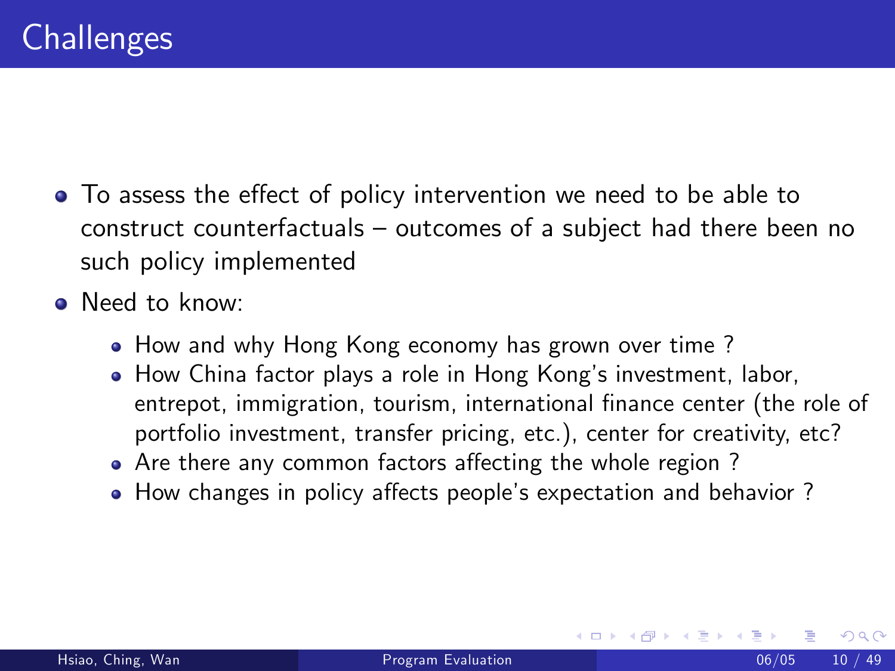# Challenges

- To assess the effect of policy intervention we need to be able to construct counterfactuals – outcomes of a subject had there been no such policy implemented
- Need to know:
  - How and why Hong Kong economy has grown over time ?
  - How China factor plays a role in Hong Kong's investment, labor, entrepot, immigration, tourism, international finance center (the role of portfolio investment, transfer pricing, etc.), center for creativity, etc?
  - Are there any common factors affecting the whole region ?
  - How changes in policy affects people's expectation and behavior ?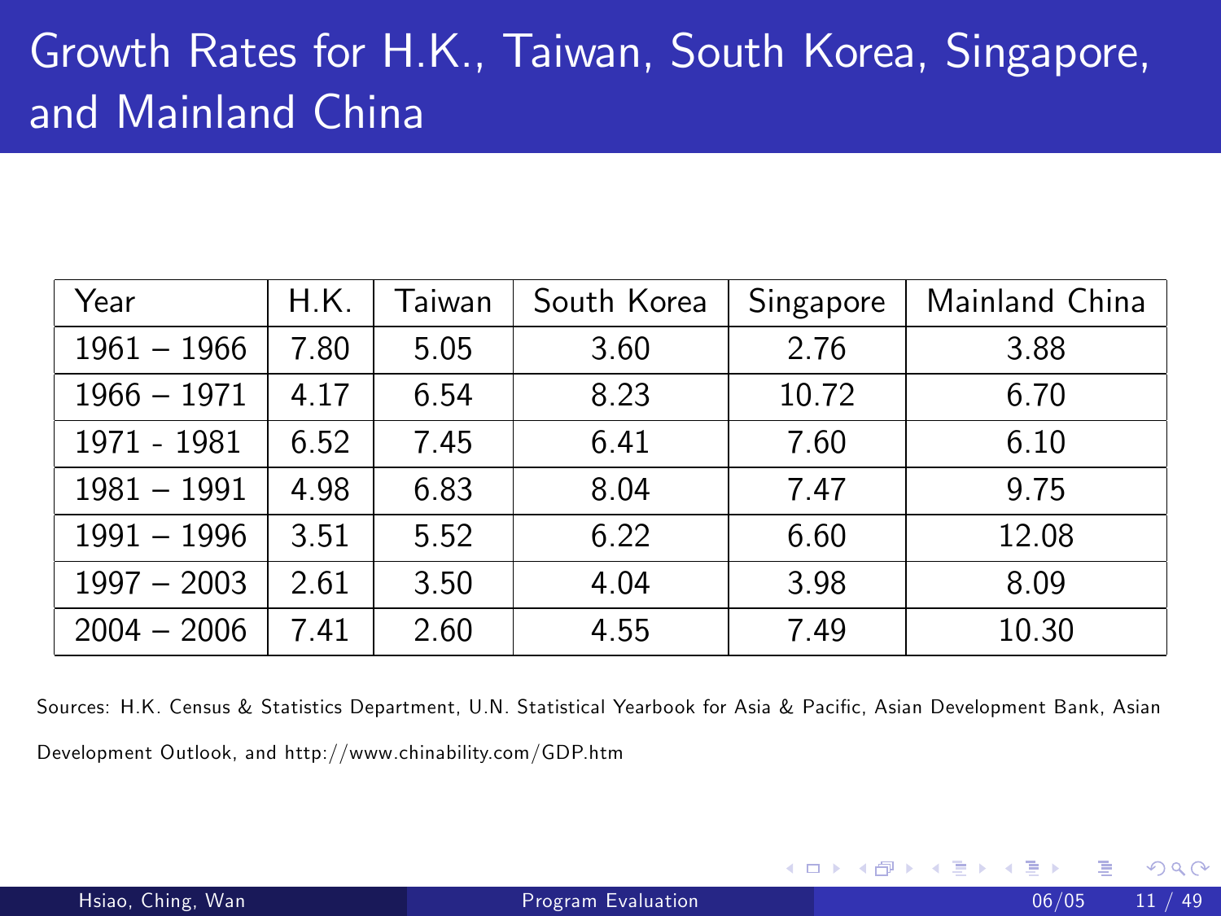# Growth Rates for H.K., Taiwan, South Korea, Singapore, and Mainland China

| Year | H.K. | Taiwan | South Korea | Singapore | Mainland China |
|---|---|---|---|---|---|
| 1961 – 1966 | 7.80 | 5.05 | 3.60 | 2.76 | 3.88 |
| 1966 – 1971 | 4.17 | 6.54 | 8.23 | 10.72 | 6.70 |
| 1971 - 1981 | 6.52 | 7.45 | 6.41 | 7.60 | 6.10 |
| 1981 – 1991 | 4.98 | 6.83 | 8.04 | 7.47 | 9.75 |
| 1991 – 1996 | 3.51 | 5.52 | 6.22 | 6.60 | 12.08 |
| 1997 – 2003 | 2.61 | 3.50 | 4.04 | 3.98 | 8.09 |
| 2004 – 2006 | 7.41 | 2.60 | 4.55 | 7.49 | 10.30 |

Sources: H.K. Census & Statistics Department, U.N. Statistical Yearbook for Asia & Pacific, Asian Development Bank, Asian Development Outlook, and http://www.chinability.com/GDP.htm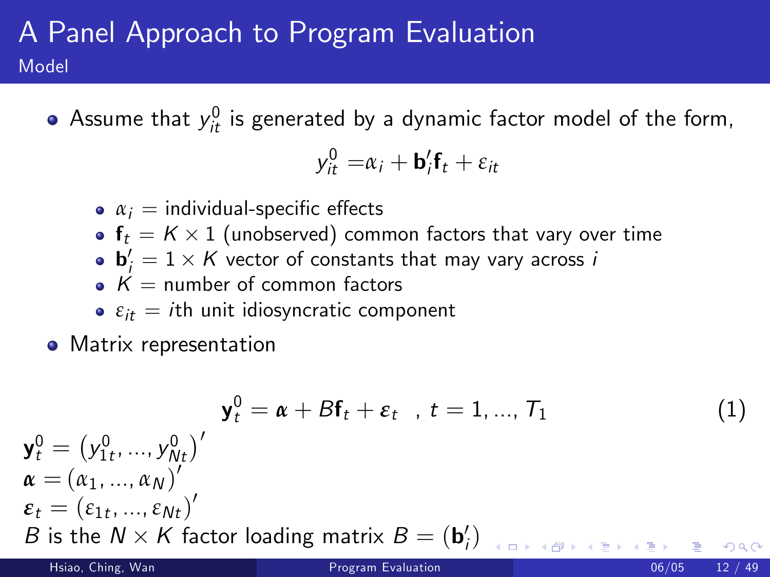# A Panel Approach to Program Evaluation

## Model

- Assume that $y_{it}^0$ is generated by a dynamic factor model of the form,

$$y_{it}^0 = \alpha_i + \mathbf{b}_i'\mathbf{f}_t + \varepsilon_{it}$$

  - $\alpha_i$ = individual-specific effects
  - $\mathbf{f}_t$ = $K \times 1$ (unobserved) common factors that vary over time
  - $\mathbf{b}_i'$ = $1 \times K$ vector of constants that may vary across $i$
  - $K$ = number of common factors
  - $\varepsilon_{it}$ = $i$th unit idiosyncratic component

- Matrix representation

$$\mathbf{y}_t^0 = \boldsymbol{\alpha} + B\mathbf{f}_t + \boldsymbol{\varepsilon}_t \quad , \; t = 1, ..., T_1 \tag{1}$$

$\mathbf{y}_t^0 = \left(y_{1t}^0, ..., y_{Nt}^0\right)'$

$\boldsymbol{\alpha} = \left(\alpha_1, ..., \alpha_N\right)'$

$\boldsymbol{\varepsilon}_t = \left(\varepsilon_{1t}, ..., \varepsilon_{Nt}\right)'$

$B$ is the $N \times K$ factor loading matrix $B = \left(\mathbf{b}_i'\right)$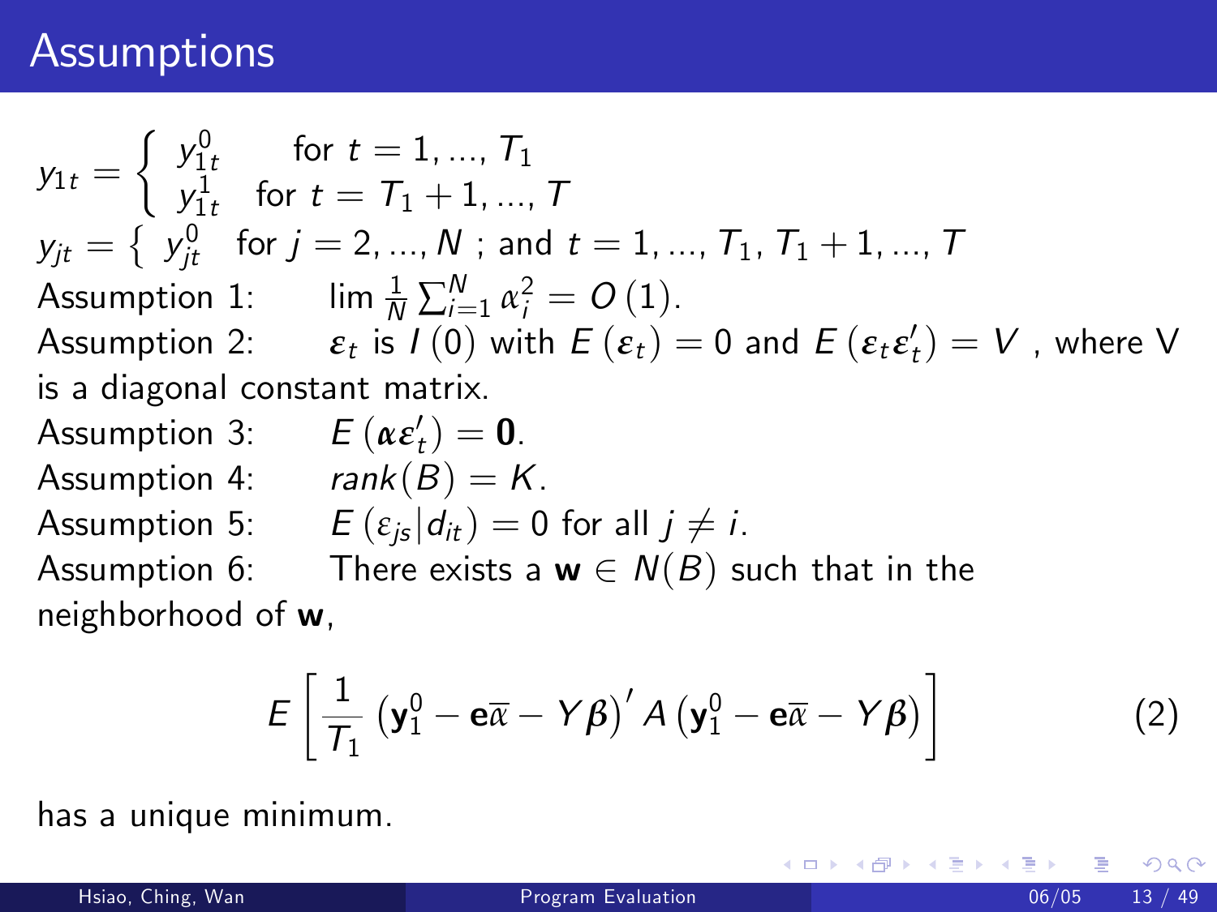# Assumptions

$$y_{1t} = \begin{cases} y_{1t}^0 & \text{for } t = 1, ..., T_1 \\ y_{1t}^1 & \text{for } t = T_1 + 1, ..., T \end{cases}$$

$$y_{jt} = \left\{ \; y_{jt}^0 \quad \text{for } j = 2, ..., N \text{ ; and } t = 1, ..., T_1, T_1 + 1, ..., T \right.$$

Assumption 1: $\lim \frac{1}{N} \sum_{i=1}^{N} \alpha_i^2 = O(1)$.

Assumption 2: $\boldsymbol{\varepsilon}_t$ is $I(0)$ with $E(\boldsymbol{\varepsilon}_t) = 0$ and $E(\boldsymbol{\varepsilon}_t \boldsymbol{\varepsilon}_t') = V$ , where V is a diagonal constant matrix.

Assumption 3: $E(\boldsymbol{\alpha} \boldsymbol{\varepsilon}_t') = \mathbf{0}$.

Assumption 4: $rank(B) = K$.

Assumption 5: $E(\varepsilon_{js} | d_{it}) = 0$ for all $j \neq i$.

Assumption 6: There exists a $\mathbf{w} \in N(B)$ such that in the neighborhood of $\mathbf{w}$,

$$E\left[\frac{1}{T_1}\left(\mathbf{y}_1^0 - \mathbf{e}\overline{\alpha} - Y\boldsymbol{\beta}\right)' A \left(\mathbf{y}_1^0 - \mathbf{e}\overline{\alpha} - Y\boldsymbol{\beta}\right)\right] \tag{2}$$

has a unique minimum.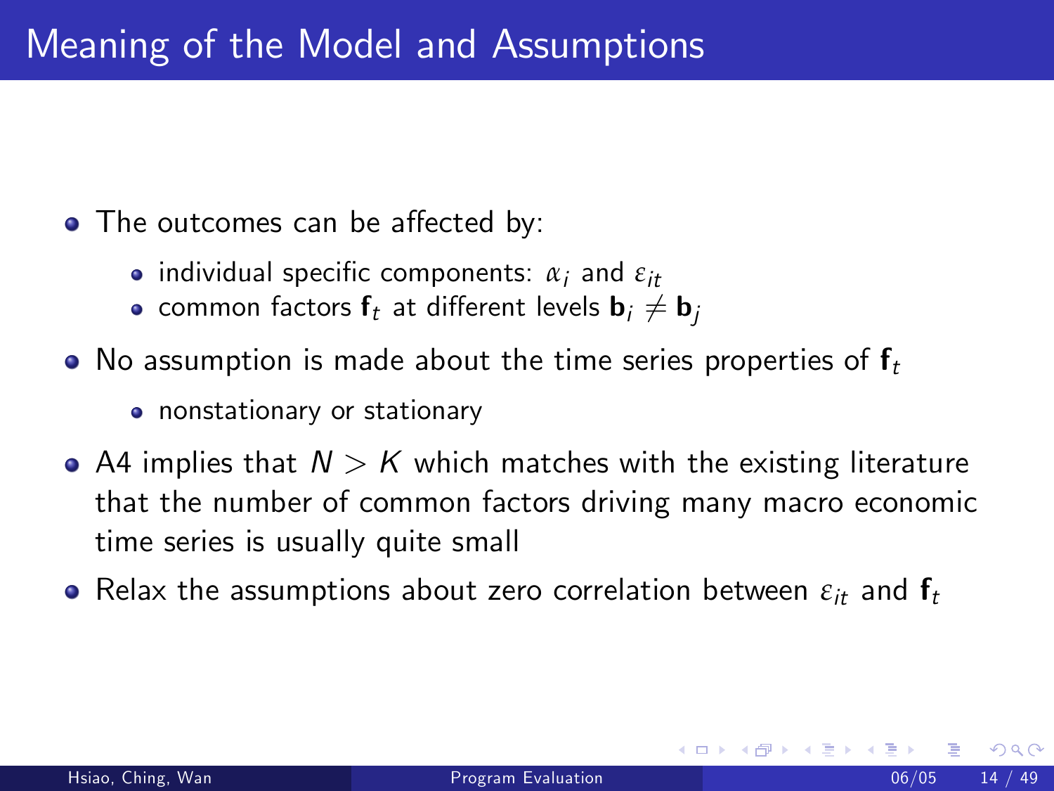# Meaning of the Model and Assumptions

- The outcomes can be affected by:
  - individual specific components: $\alpha_i$ and $\varepsilon_{it}$
  - common factors $\mathbf{f}_t$ at different levels $\mathbf{b}_i \neq \mathbf{b}_j$
- No assumption is made about the time series properties of $\mathbf{f}_t$
  - nonstationary or stationary
- A4 implies that $N > K$ which matches with the existing literature that the number of common factors driving many macro economic time series is usually quite small
- Relax the assumptions about zero correlation between $\varepsilon_{it}$ and $\mathbf{f}_t$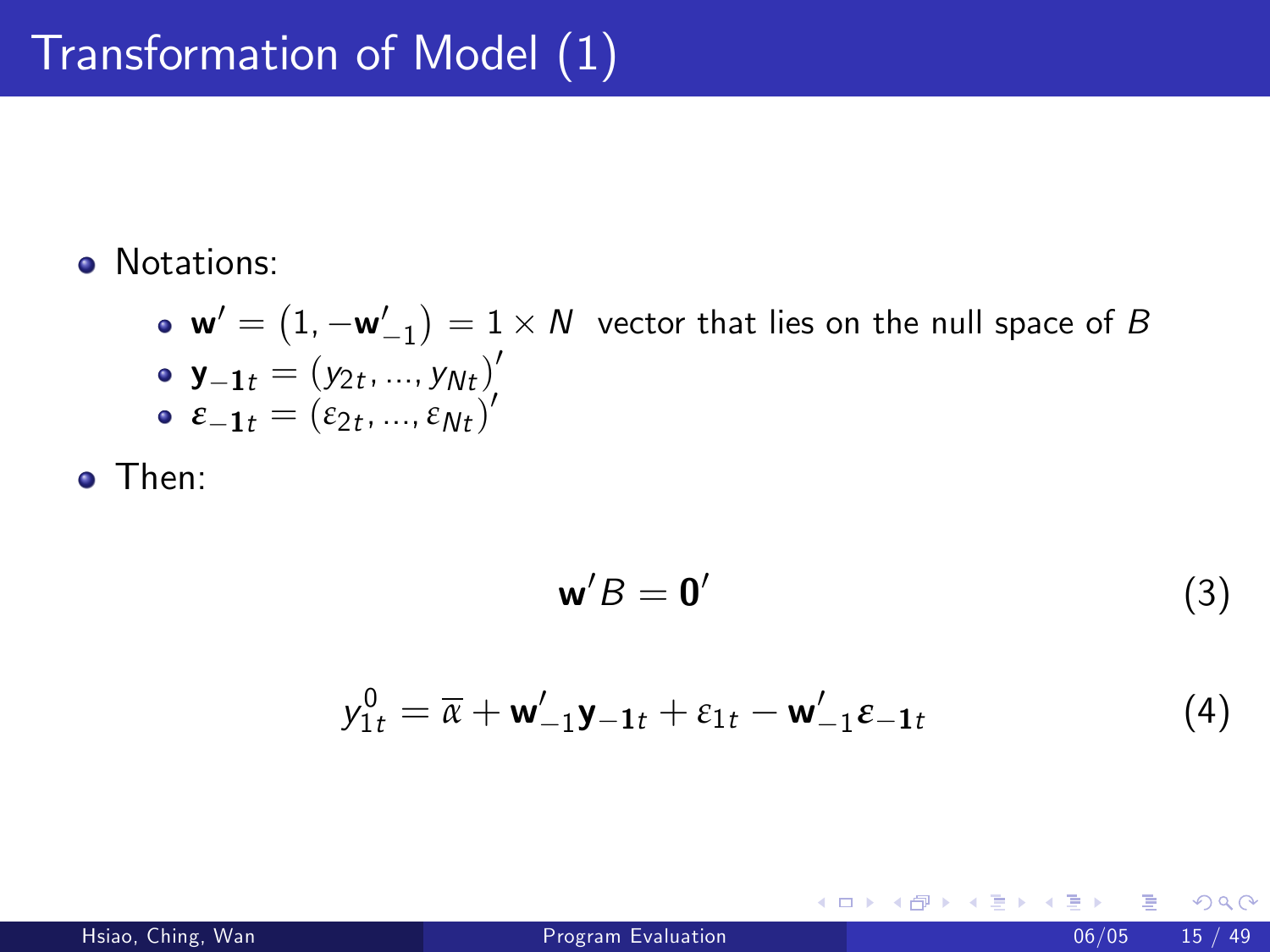# Transformation of Model (1)

- Notations:
  - $\mathbf{w}' = (1, -\mathbf{w}'_{-1}) = 1 \times N$ vector that lies on the null space of $B$
  - $\mathbf{y}_{-\mathbf{1}t} = (y_{2t}, ..., y_{Nt})'$
  - $\boldsymbol{\varepsilon}_{-\mathbf{1}t} = (\varepsilon_{2t}, ..., \varepsilon_{Nt})'$
- Then:

$$\mathbf{w}'B = \mathbf{0}' \tag{3}$$

$$y_{1t}^0 = \overline{\alpha} + \mathbf{w}'_{-1}\mathbf{y}_{-\mathbf{1}t} + \varepsilon_{1t} - \mathbf{w}'_{-1}\boldsymbol{\varepsilon}_{-\mathbf{1}t} \tag{4}$$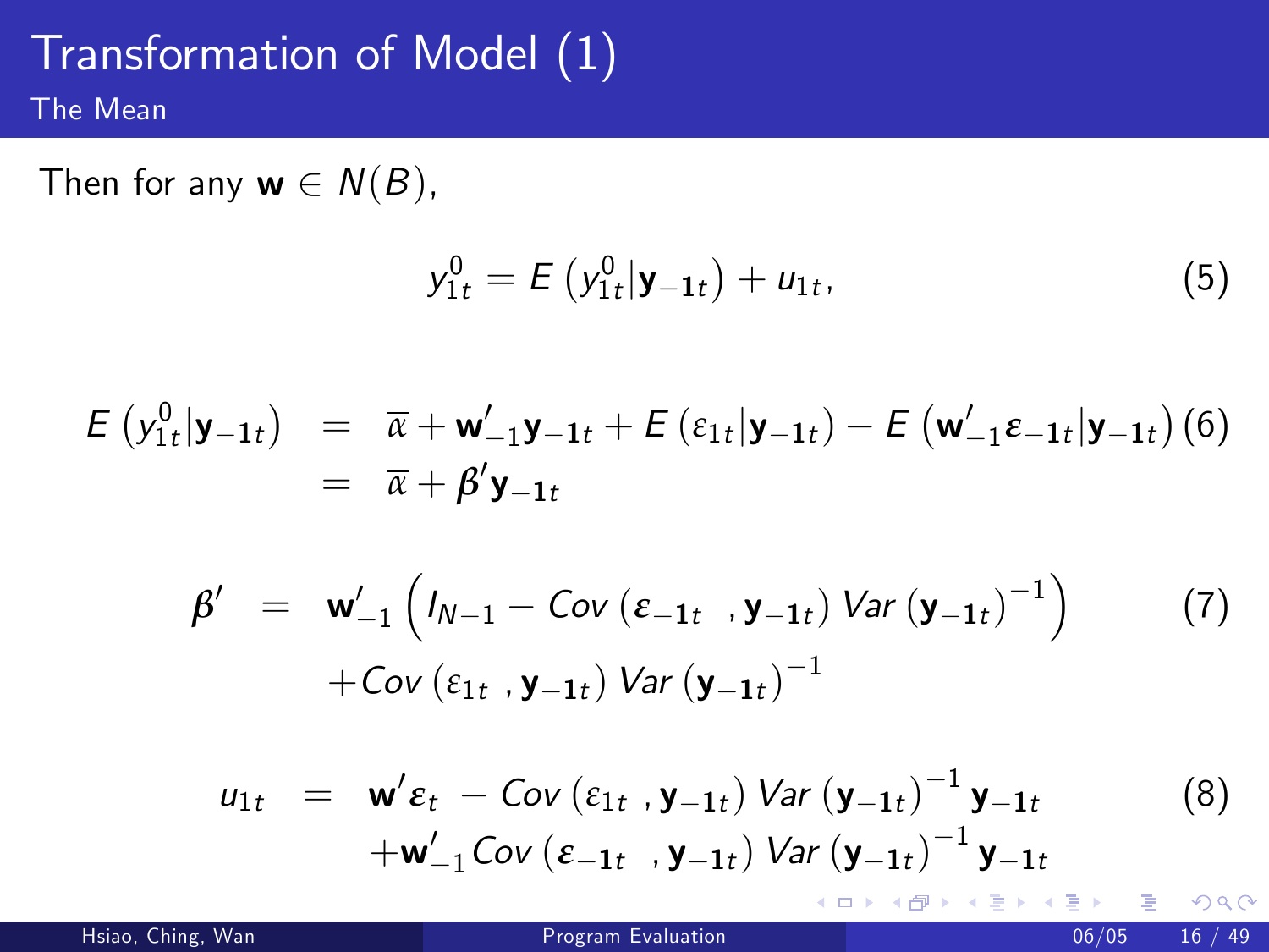# Transformation of Model (1)

## The Mean

Then for any $\mathbf{w} \in N(B)$,

$$y_{1t}^{0} = E\left(y_{1t}^{0}|\mathbf{y}_{-\mathbf{1}t}\right) + u_{1t}, \tag{5}$$

$$\begin{aligned} E\left(y_{1t}^{0}|\mathbf{y}_{-\mathbf{1}t}\right) &= \overline{\alpha} + \mathbf{w}_{-1}'\mathbf{y}_{-\mathbf{1}t} + E\left(\varepsilon_{1t}|\mathbf{y}_{-\mathbf{1}t}\right) - E\left(\mathbf{w}_{-1}'\boldsymbol{\varepsilon}_{-\mathbf{1}t}|\mathbf{y}_{-\mathbf{1}t}\right) \\ &= \overline{\alpha} + \boldsymbol{\beta}'\mathbf{y}_{-\mathbf{1}t} \end{aligned} \tag{6}$$

$$\begin{aligned} \boldsymbol{\beta}' &= \mathbf{w}_{-1}'\left(I_{N-1} - Cov\left(\boldsymbol{\varepsilon}_{-\mathbf{1}t}\ , \mathbf{y}_{-\mathbf{1}t}\right) Var\left(\mathbf{y}_{-\mathbf{1}t}\right)^{-1}\right) \\ &\quad + Cov\left(\varepsilon_{1t}\ , \mathbf{y}_{-\mathbf{1}t}\right) Var\left(\mathbf{y}_{-\mathbf{1}t}\right)^{-1} \end{aligned} \tag{7}$$

$$\begin{aligned} u_{1t} &= \mathbf{w}'\boldsymbol{\varepsilon}_{t} - Cov\left(\varepsilon_{1t}\ , \mathbf{y}_{-\mathbf{1}t}\right) Var\left(\mathbf{y}_{-\mathbf{1}t}\right)^{-1}\mathbf{y}_{-\mathbf{1}t} \\ &\quad + \mathbf{w}_{-1}' Cov\left(\boldsymbol{\varepsilon}_{-\mathbf{1}t}\ , \mathbf{y}_{-\mathbf{1}t}\right) Var\left(\mathbf{y}_{-\mathbf{1}t}\right)^{-1}\mathbf{y}_{-\mathbf{1}t} \end{aligned} \tag{8}$$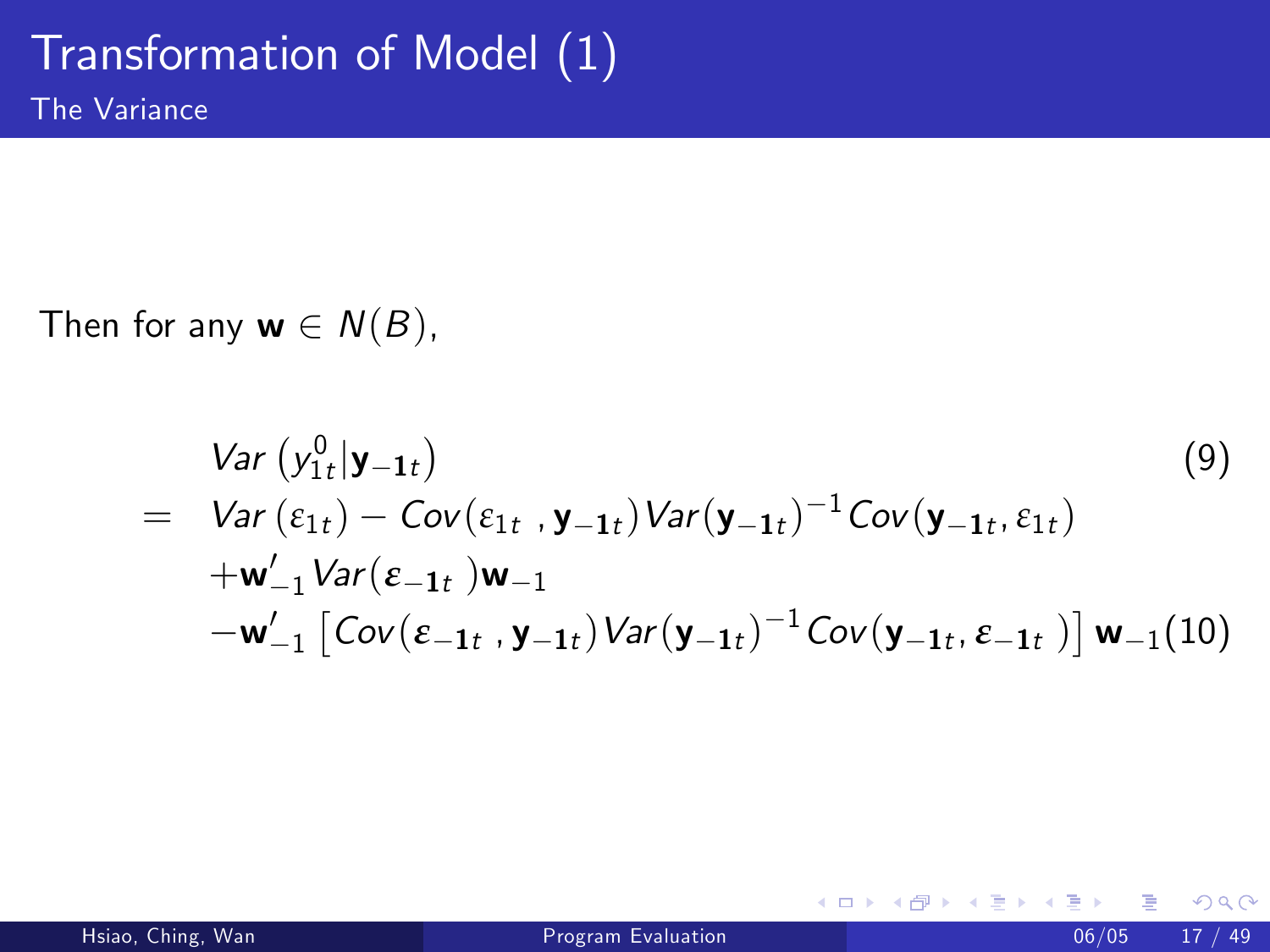# Transformation of Model (1)

## The Variance

Then for any $\mathbf{w} \in N(B)$,

$$
\begin{aligned}
& Var\left(y_{1t}^{0} | \mathbf{y}_{-\mathbf{1}t}\right) & (9) \\
= \; & Var\left(\varepsilon_{1t}\right) - Cov(\varepsilon_{1t}, \mathbf{y}_{-\mathbf{1}t}) Var(\mathbf{y}_{-\mathbf{1}t})^{-1} Cov(\mathbf{y}_{-\mathbf{1}t}, \varepsilon_{1t}) \\
& + \mathbf{w}_{-1}' Var(\boldsymbol{\varepsilon}_{-\mathbf{1}t}) \mathbf{w}_{-1} \\
& - \mathbf{w}_{-1}' \left[ Cov(\boldsymbol{\varepsilon}_{-\mathbf{1}t}, \mathbf{y}_{-\mathbf{1}t}) Var(\mathbf{y}_{-\mathbf{1}t})^{-1} Cov(\mathbf{y}_{-\mathbf{1}t}, \boldsymbol{\varepsilon}_{-\mathbf{1}t}) \right] \mathbf{w}_{-1} & (10)
\end{aligned}
$$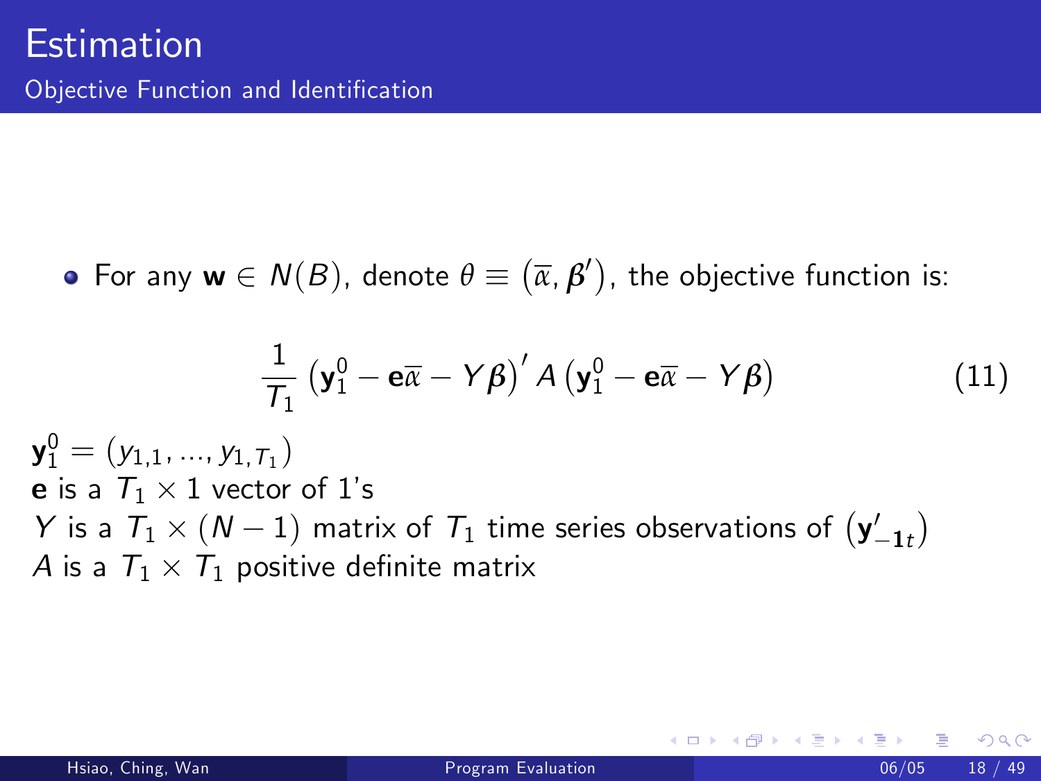# Estimation

## Objective Function and Identification

- For any $\mathbf{w} \in N(B)$, denote $\theta \equiv \left(\overline{\alpha}, \boldsymbol{\beta}'\right)$, the objective function is:

$$\frac{1}{T_1}\left(\mathbf{y}_1^0 - \mathbf{e}\overline{\alpha} - Y\boldsymbol{\beta}\right)' A \left(\mathbf{y}_1^0 - \mathbf{e}\overline{\alpha} - Y\boldsymbol{\beta}\right) \tag{11}$$

$\mathbf{y}_1^0 = (y_{1,1}, ..., y_{1,T_1})$
$\mathbf{e}$ is a $T_1 \times 1$ vector of 1's
$Y$ is a $T_1 \times (N-1)$ matrix of $T_1$ time series observations of $\left(\mathbf{y}'_{-\mathbf{1}t}\right)$
$A$ is a $T_1 \times T_1$ positive definite matrix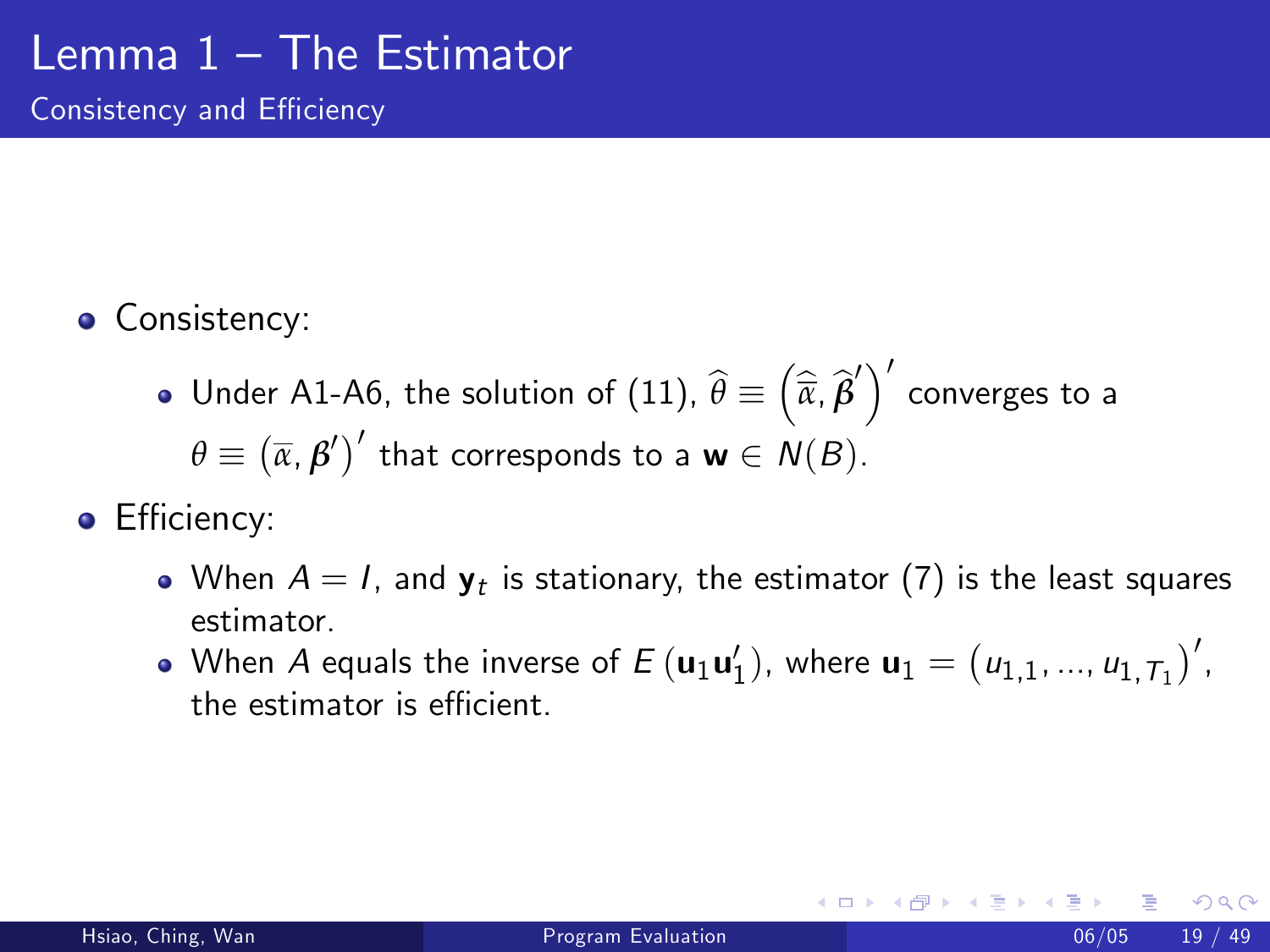# Lemma 1 – The Estimator

## Consistency and Efficiency

- Consistency:
  - Under A1-A6, the solution of (11), $\widehat{\theta} \equiv \left(\widehat{\overline{\alpha}}, \widehat{\boldsymbol{\beta}}'\right)'$ converges to a $\theta \equiv \left(\overline{\alpha}, \boldsymbol{\beta}'\right)'$ that corresponds to a $\mathbf{w} \in N(B)$.
- Efficiency:
  - When $A = I$, and $\mathbf{y}_t$ is stationary, the estimator (7) is the least squares estimator.
  - When $A$ equals the inverse of $E\left(\mathbf{u}_1 \mathbf{u}_1'\right)$, where $\mathbf{u}_1 = \left(u_{1,1}, ..., u_{1,T_1}\right)'$, the estimator is efficient.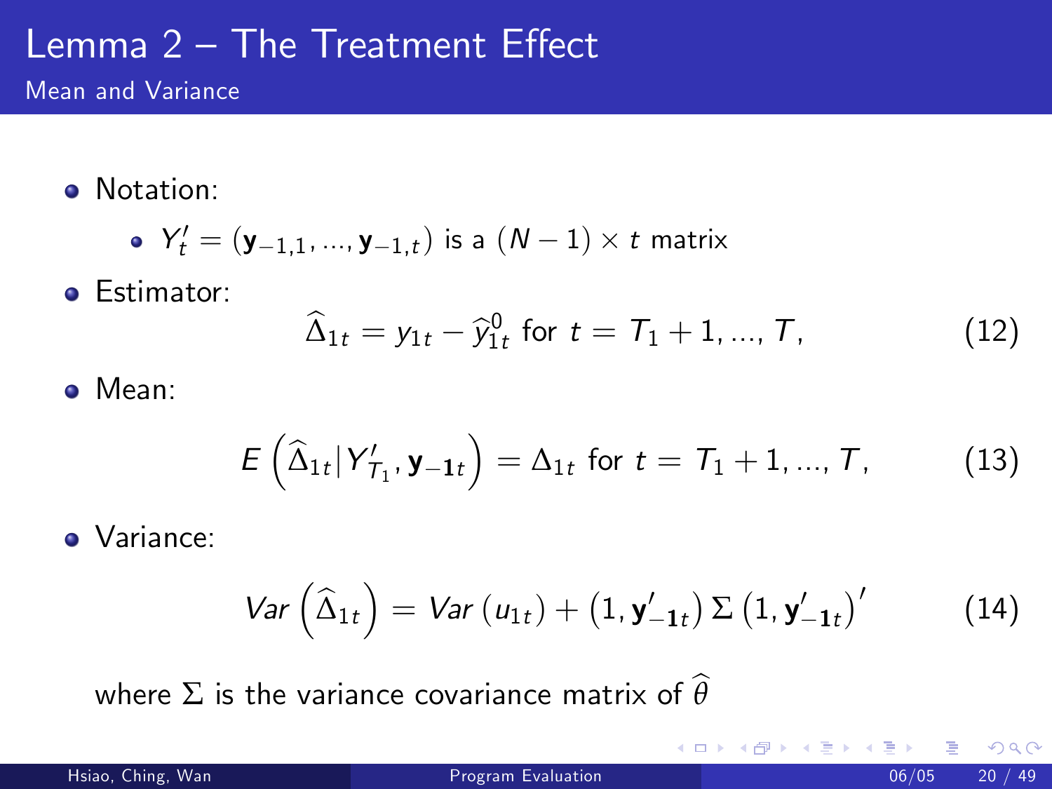# Lemma 2 – The Treatment Effect

## Mean and Variance

- Notation:
  - $Y_t' = (\mathbf{y}_{-1,1}, ..., \mathbf{y}_{-1,t})$ is a $(N-1) \times t$ matrix
- Estimator:

$$\widehat{\Delta}_{1t} = y_{1t} - \widehat{y}_{1t}^0 \text{ for } t = T_1 + 1, ..., T, \tag{12}$$

- Mean:

$$E\left(\widehat{\Delta}_{1t} | Y_{T_1}', \mathbf{y}_{-\mathbf{1}t}\right) = \Delta_{1t} \text{ for } t = T_1 + 1, ..., T, \tag{13}$$

- Variance:

$$Var\left(\widehat{\Delta}_{1t}\right) = Var\left(u_{1t}\right) + \left(1, \mathbf{y}_{-\mathbf{1}t}'\right) \Sigma \left(1, \mathbf{y}_{-\mathbf{1}t}'\right)' \tag{14}$$

where $\Sigma$ is the variance covariance matrix of $\widehat{\theta}$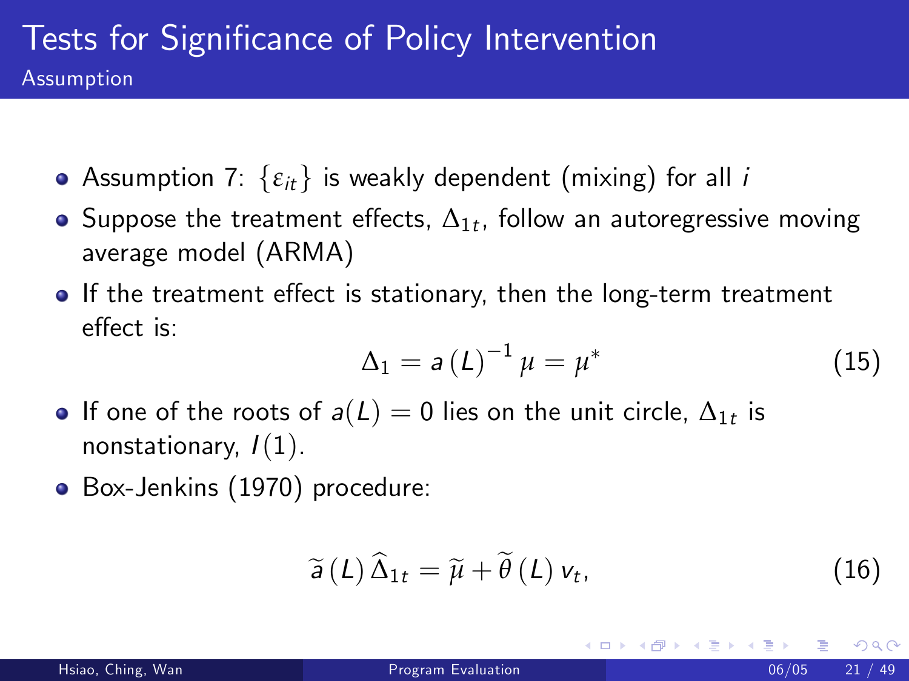# Tests for Significance of Policy Intervention

## Assumption

- Assumption 7: $\{\varepsilon_{it}\}$ is weakly dependent (mixing) for all $i$
- Suppose the treatment effects, $\Delta_{1t}$, follow an autoregressive moving average model (ARMA)
- If the treatment effect is stationary, then the long-term treatment effect is:

$$\Delta_1 = a\left(L\right)^{-1}\mu = \mu^* \tag{15}$$

- If one of the roots of $a(L) = 0$ lies on the unit circle, $\Delta_{1t}$ is nonstationary, $I(1)$.
- Box-Jenkins (1970) procedure:

$$\widetilde{a}\left(L\right)\widehat{\Delta}_{1t} = \widetilde{\mu} + \widetilde{\theta}\left(L\right)v_t, \tag{16}$$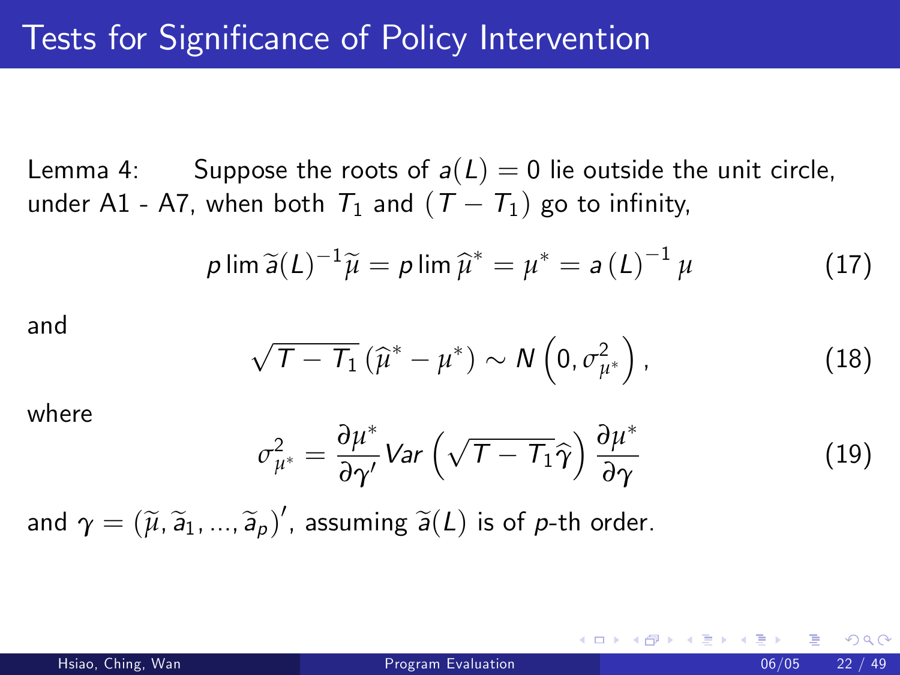# Tests for Significance of Policy Intervention

Lemma 4: Suppose the roots of $a(L) = 0$ lie outside the unit circle, under A1 - A7, when both $T_1$ and $(T - T_1)$ go to infinity,

$$p \lim \widetilde{a}(L)^{-1} \widetilde{\mu} = p \lim \widehat{\mu}^* = \mu^* = a(L)^{-1} \mu \tag{17}$$

and

$$\sqrt{T - T_1} \left( \widehat{\mu}^* - \mu^* \right) \sim N\left(0, \sigma^2_{\mu^*}\right), \tag{18}$$

where

$$\sigma^2_{\mu^*} = \frac{\partial \mu^*}{\partial \gamma'} Var\left(\sqrt{T - T_1} \widehat{\gamma}\right) \frac{\partial \mu^*}{\partial \gamma} \tag{19}$$

and $\gamma = (\widetilde{\mu}, \widetilde{a}_1, ..., \widetilde{a}_p)'$, assuming $\widetilde{a}(L)$ is of $p$-th order.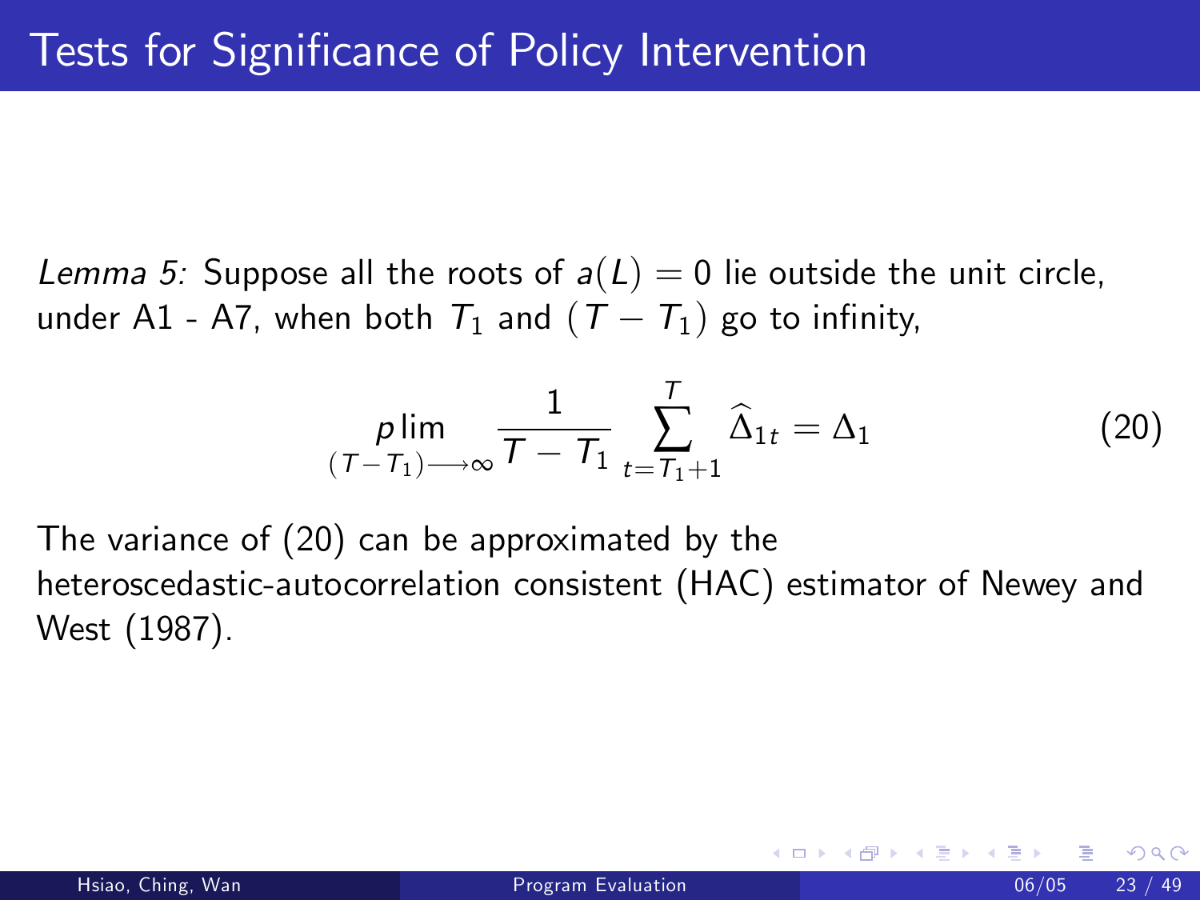# Tests for Significance of Policy Intervention

*Lemma 5:* Suppose all the roots of $a(L) = 0$ lie outside the unit circle, under A1 - A7, when both $T_1$ and $(T - T_1)$ go to infinity,

$$\underset{(T-T_1)\longrightarrow\infty}{p\lim} \frac{1}{T - T_1} \sum_{t=T_1+1}^{T} \widehat{\Delta}_{1t} = \Delta_1 \tag{20}$$

The variance of (20) can be approximated by the heteroscedastic-autocorrelation consistent (HAC) estimator of Newey and West (1987).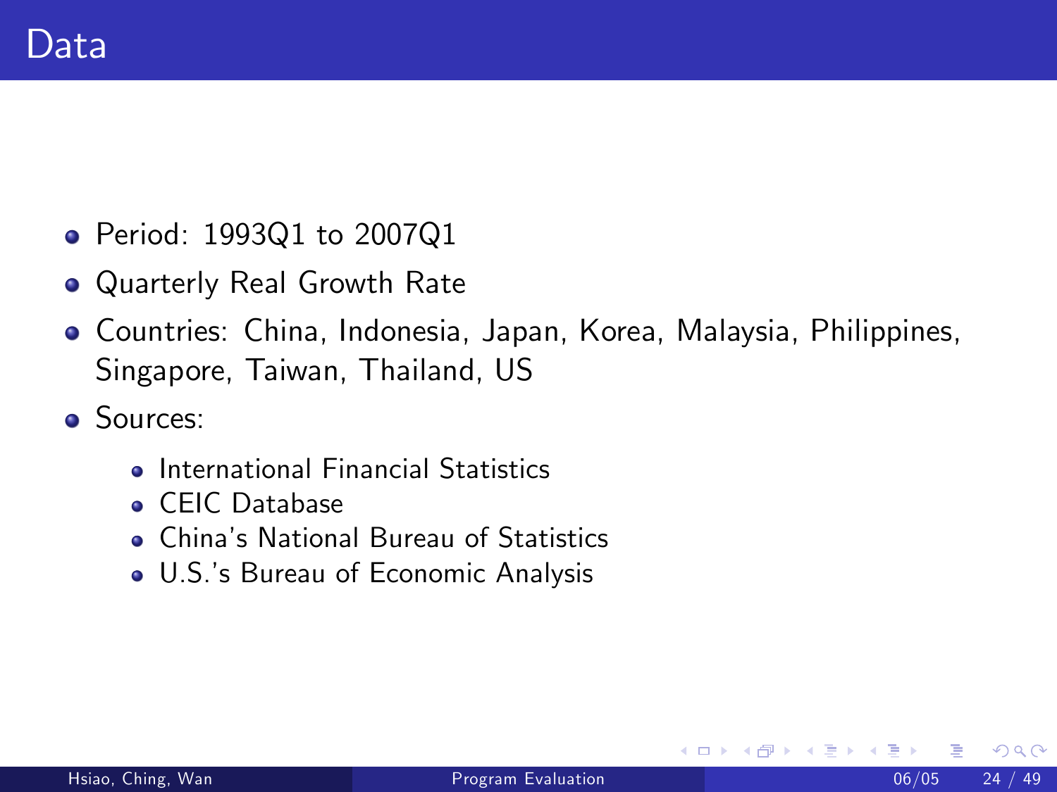# Data

- Period: 1993Q1 to 2007Q1
- Quarterly Real Growth Rate
- Countries: China, Indonesia, Japan, Korea, Malaysia, Philippines, Singapore, Taiwan, Thailand, US
- Sources:
  - International Financial Statistics
  - CEIC Database
  - China's National Bureau of Statistics
  - U.S.'s Bureau of Economic Analysis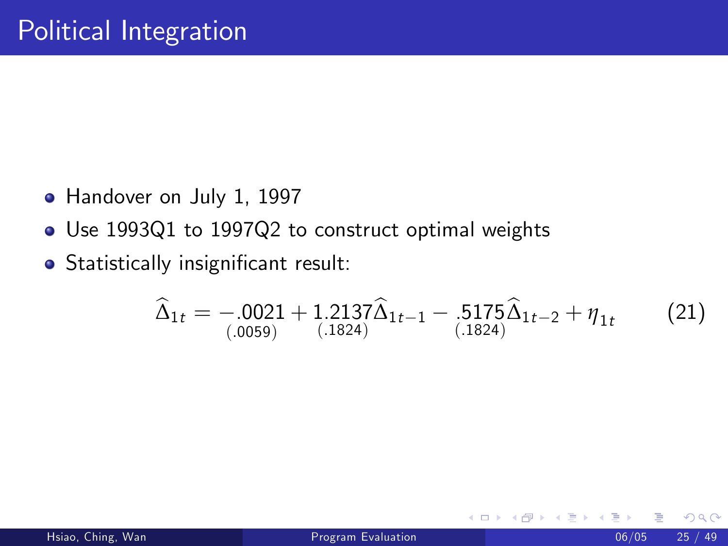# Political Integration

- Handover on July 1, 1997
- Use 1993Q1 to 1997Q2 to construct optimal weights
- Statistically insignificant result:

$$\widehat{\Delta}_{1t} = \underset{(.0059)}{-.0021} + \underset{(.1824)}{1.2137}\widehat{\Delta}_{1t-1} - \underset{(.1824)}{.5175}\widehat{\Delta}_{1t-2} + \eta_{1t} \tag{21}$$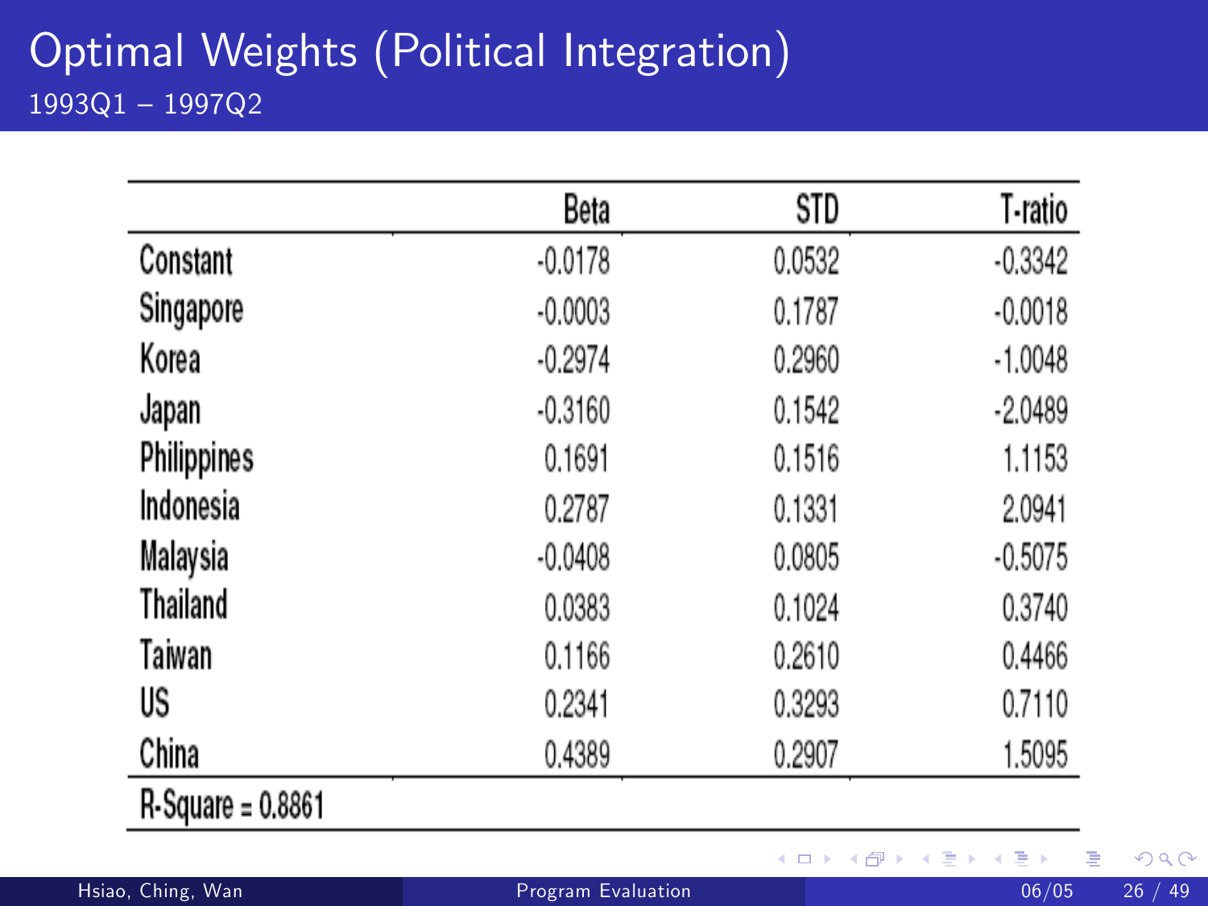# Optimal Weights (Political Integration)

1993Q1 – 1997Q2

| | Beta | STD | T-ratio |
|---|---|---|---|
| Constant | -0.0178 | 0.0532 | -0.3342 |
| Singapore | -0.0003 | 0.1787 | -0.0018 |
| Korea | -0.2974 | 0.2960 | -1.0048 |
| Japan | -0.3160 | 0.1542 | -2.0489 |
| Philippines | 0.1691 | 0.1516 | 1.1153 |
| Indonesia | 0.2787 | 0.1331 | 2.0941 |
| Malaysia | -0.0408 | 0.0805 | -0.5075 |
| Thailand | 0.0383 | 0.1024 | 0.3740 |
| Taiwan | 0.1166 | 0.2610 | 0.4466 |
| US | 0.2341 | 0.3293 | 0.7110 |
| China | 0.4389 | 0.2907 | 1.5095 |
| R-Square = 0.8861 | | | |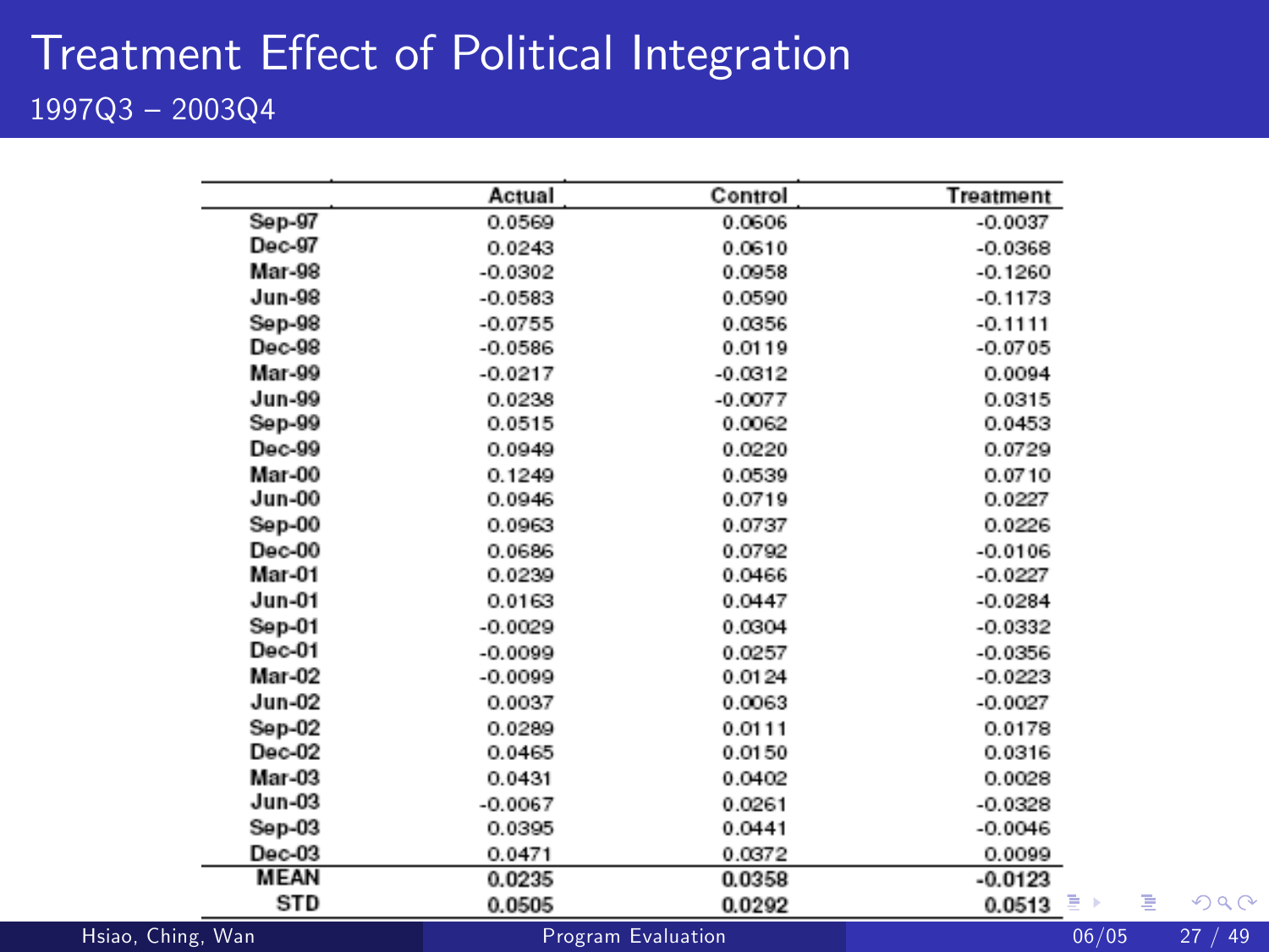# Treatment Effect of Political Integration

1997Q3 – 2003Q4

| | Actual | Control | Treatment |
|---|---|---|---|
| Sep-97 | 0.0569 | 0.0606 | -0.0037 |
| Dec-97 | 0.0243 | 0.0610 | -0.0368 |
| Mar-98 | -0.0302 | 0.0958 | -0.1260 |
| Jun-98 | -0.0583 | 0.0590 | -0.1173 |
| Sep-98 | -0.0755 | 0.0356 | -0.1111 |
| Dec-98 | -0.0586 | 0.0119 | -0.0705 |
| Mar-99 | -0.0217 | -0.0312 | 0.0094 |
| Jun-99 | 0.0238 | -0.0077 | 0.0315 |
| Sep-99 | 0.0515 | 0.0062 | 0.0453 |
| Dec-99 | 0.0949 | 0.0220 | 0.0729 |
| Mar-00 | 0.1249 | 0.0539 | 0.0710 |
| Jun-00 | 0.0946 | 0.0719 | 0.0227 |
| Sep-00 | 0.0963 | 0.0737 | 0.0226 |
| Dec-00 | 0.0686 | 0.0792 | -0.0106 |
| Mar-01 | 0.0239 | 0.0466 | -0.0227 |
| Jun-01 | 0.0163 | 0.0447 | -0.0284 |
| Sep-01 | -0.0029 | 0.0304 | -0.0332 |
| Dec-01 | -0.0099 | 0.0257 | -0.0356 |
| Mar-02 | -0.0099 | 0.0124 | -0.0223 |
| Jun-02 | 0.0037 | 0.0063 | -0.0027 |
| Sep-02 | 0.0289 | 0.0111 | 0.0178 |
| Dec-02 | 0.0465 | 0.0150 | 0.0316 |
| Mar-03 | 0.0431 | 0.0402 | 0.0028 |
| Jun-03 | -0.0067 | 0.0261 | -0.0328 |
| Sep-03 | 0.0395 | 0.0441 | -0.0046 |
| Dec-03 | 0.0471 | 0.0372 | 0.0099 |
| **MEAN** | **0.0235** | **0.0358** | **-0.0123** |
| **STD** | **0.0505** | **0.0292** | **0.0513** |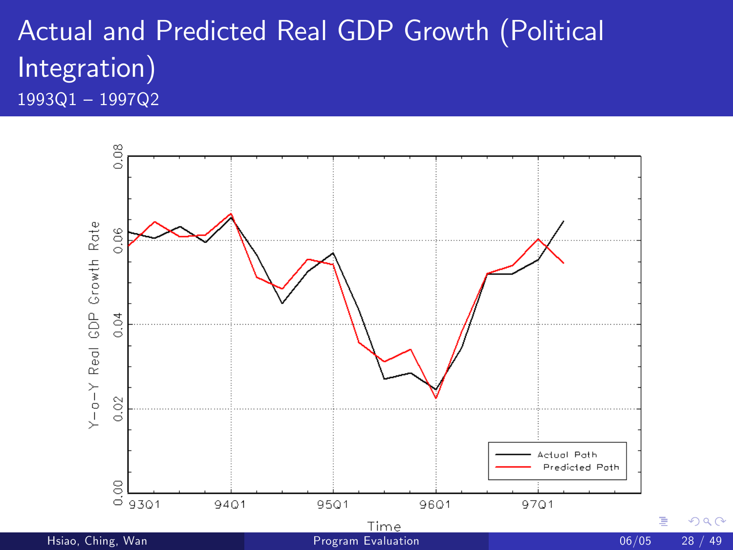# Actual and Predicted Real GDP Growth (Political Integration)

1993Q1 – 1997Q2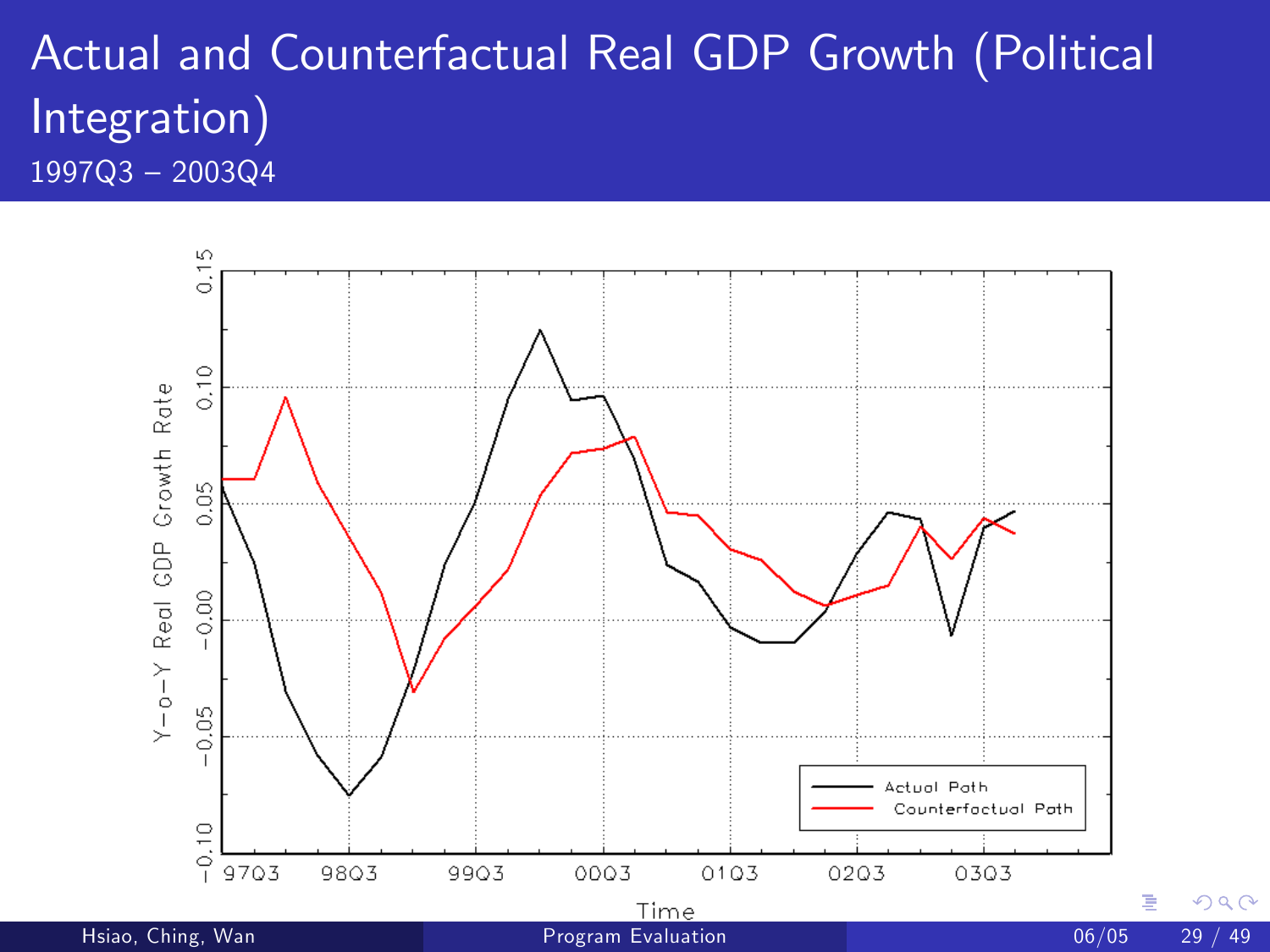# Actual and Counterfactual Real GDP Growth (Political Integration)

1997Q3 – 2003Q4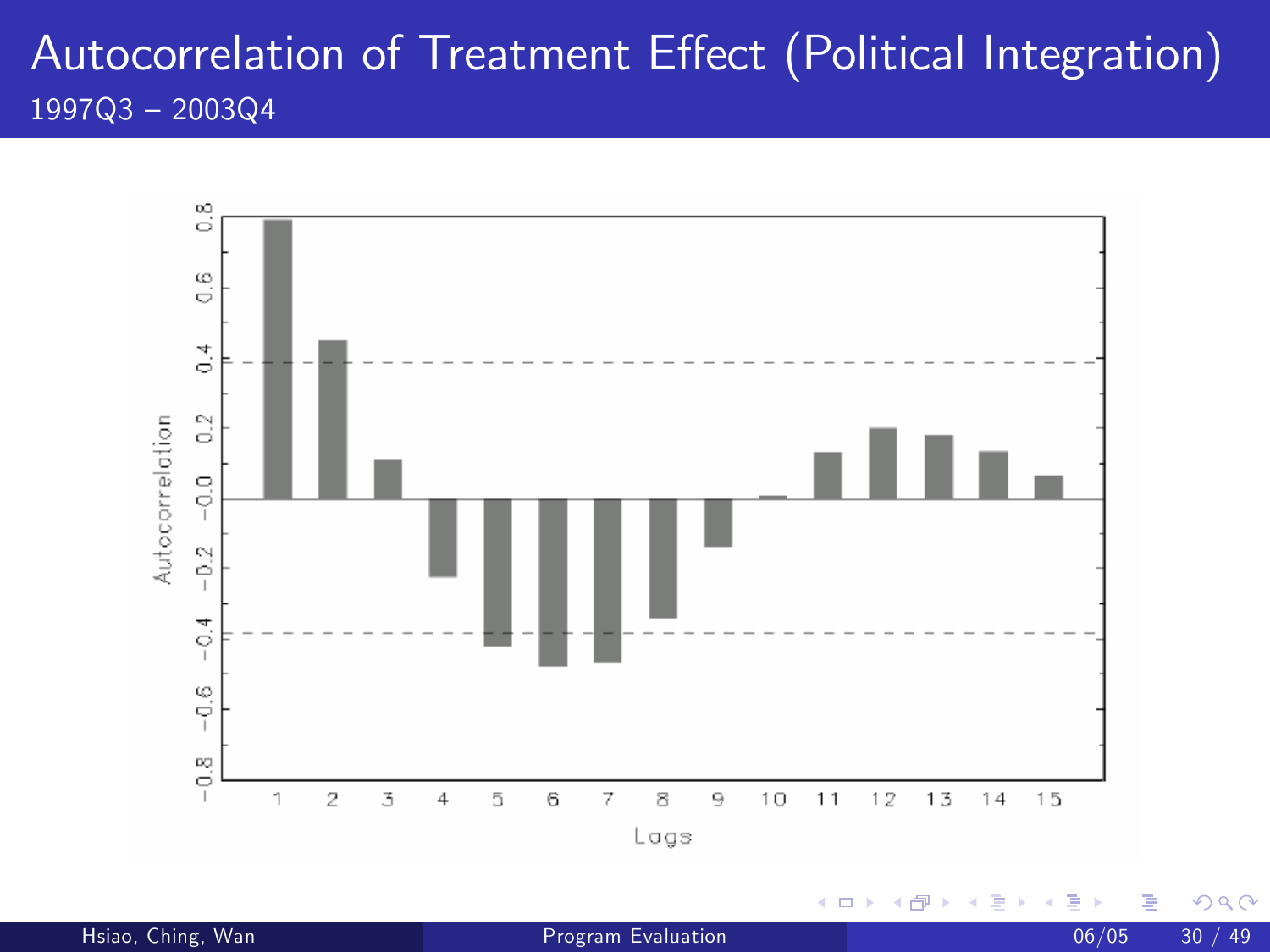# Autocorrelation of Treatment Effect (Political Integration)

1997Q3 – 2003Q4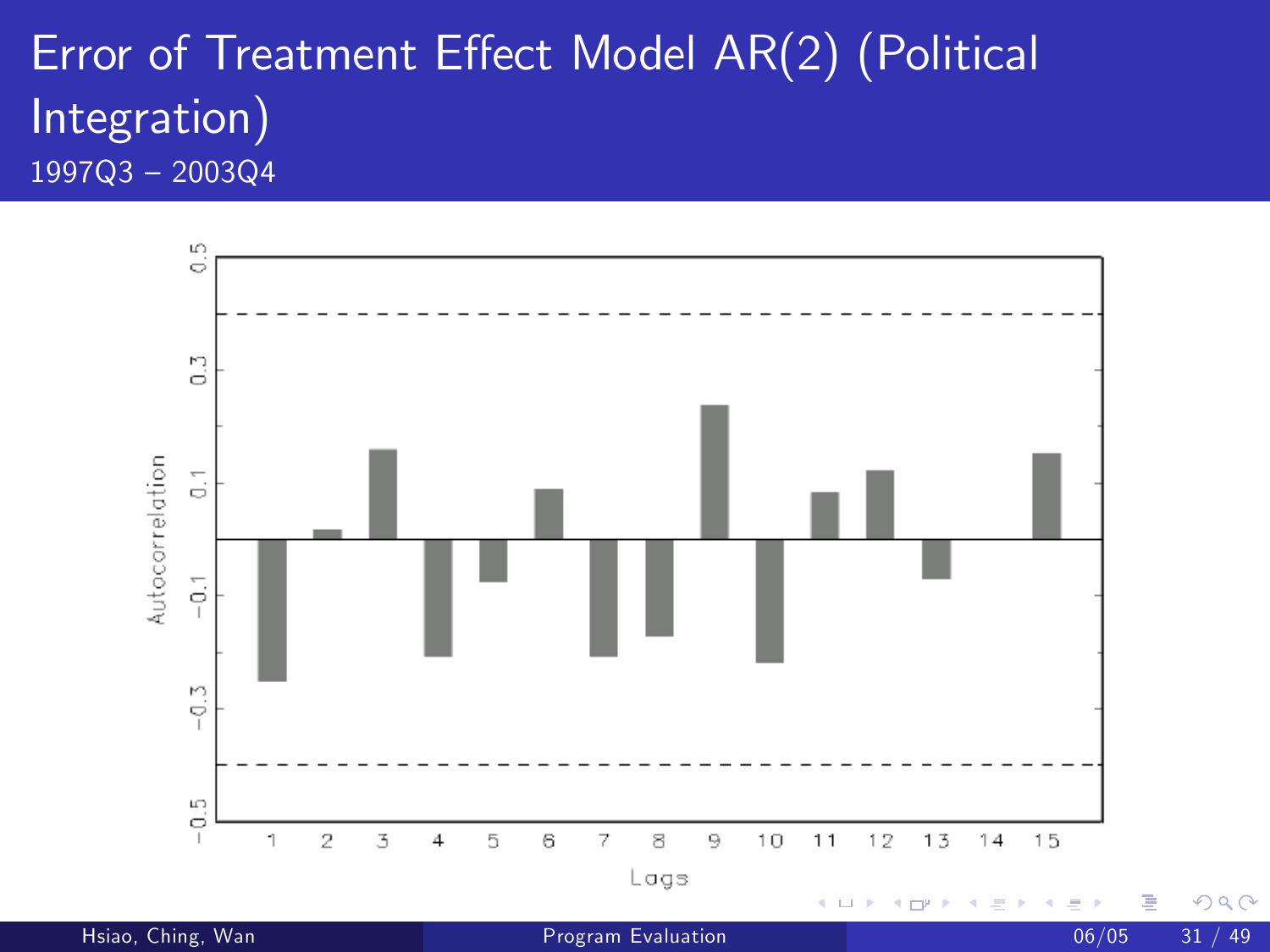# Error of Treatment Effect Model AR(2) (Political Integration)

1997Q3 – 2003Q4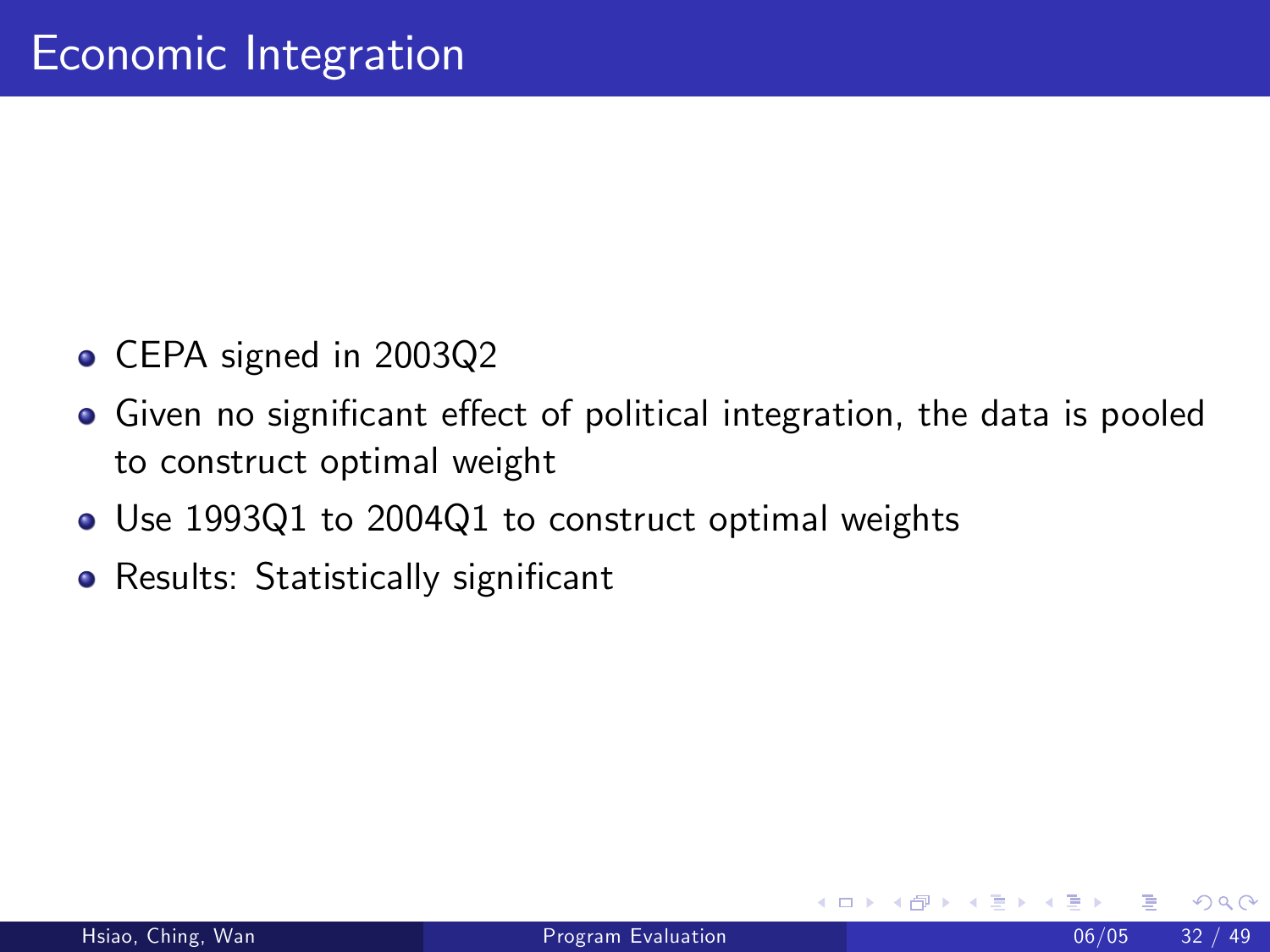# Economic Integration

- CEPA signed in 2003Q2
- Given no significant effect of political integration, the data is pooled to construct optimal weight
- Use 1993Q1 to 2004Q1 to construct optimal weights
- Results: Statistically significant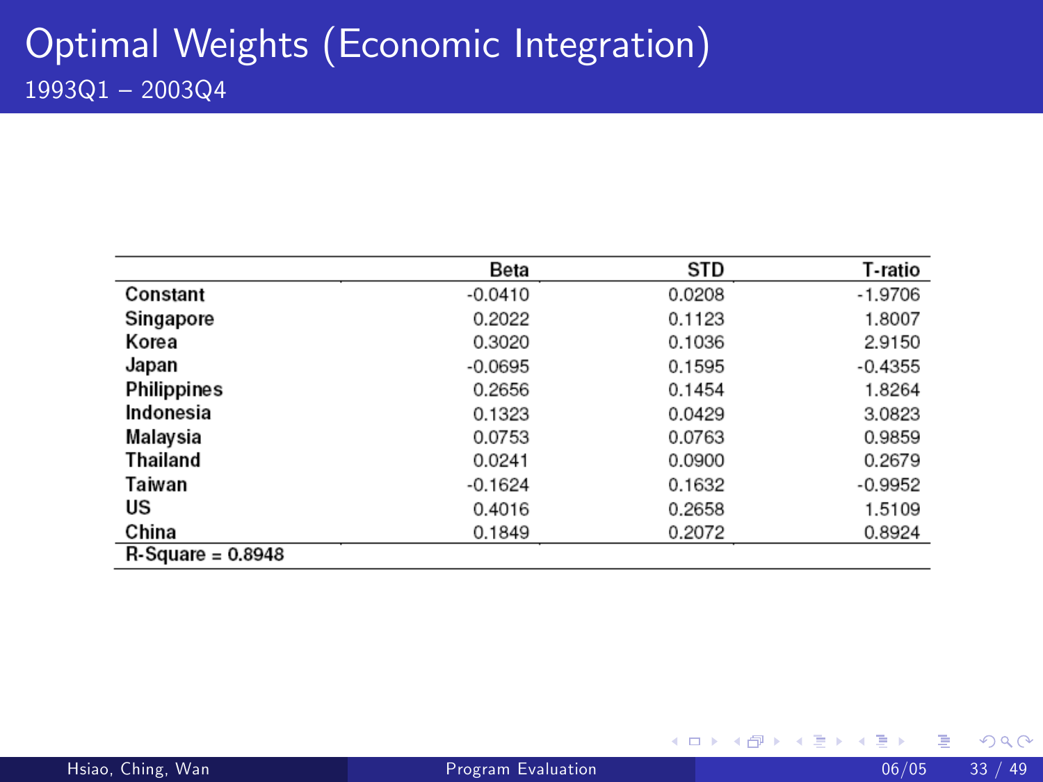# Optimal Weights (Economic Integration)

1993Q1 – 2003Q4

| | Beta | STD | T-ratio |
|---|---|---|---|
| Constant | -0.0410 | 0.0208 | -1.9706 |
| Singapore | 0.2022 | 0.1123 | 1.8007 |
| Korea | 0.3020 | 0.1036 | 2.9150 |
| Japan | -0.0695 | 0.1595 | -0.4355 |
| Philippines | 0.2656 | 0.1454 | 1.8264 |
| Indonesia | 0.1323 | 0.0429 | 3.0823 |
| Malaysia | 0.0753 | 0.0763 | 0.9859 |
| Thailand | 0.0241 | 0.0900 | 0.2679 |
| Taiwan | -0.1624 | 0.1632 | -0.9952 |
| US | 0.4016 | 0.2658 | 1.5109 |
| China | 0.1849 | 0.2072 | 0.8924 |
| R-Square = 0.8948 | | | |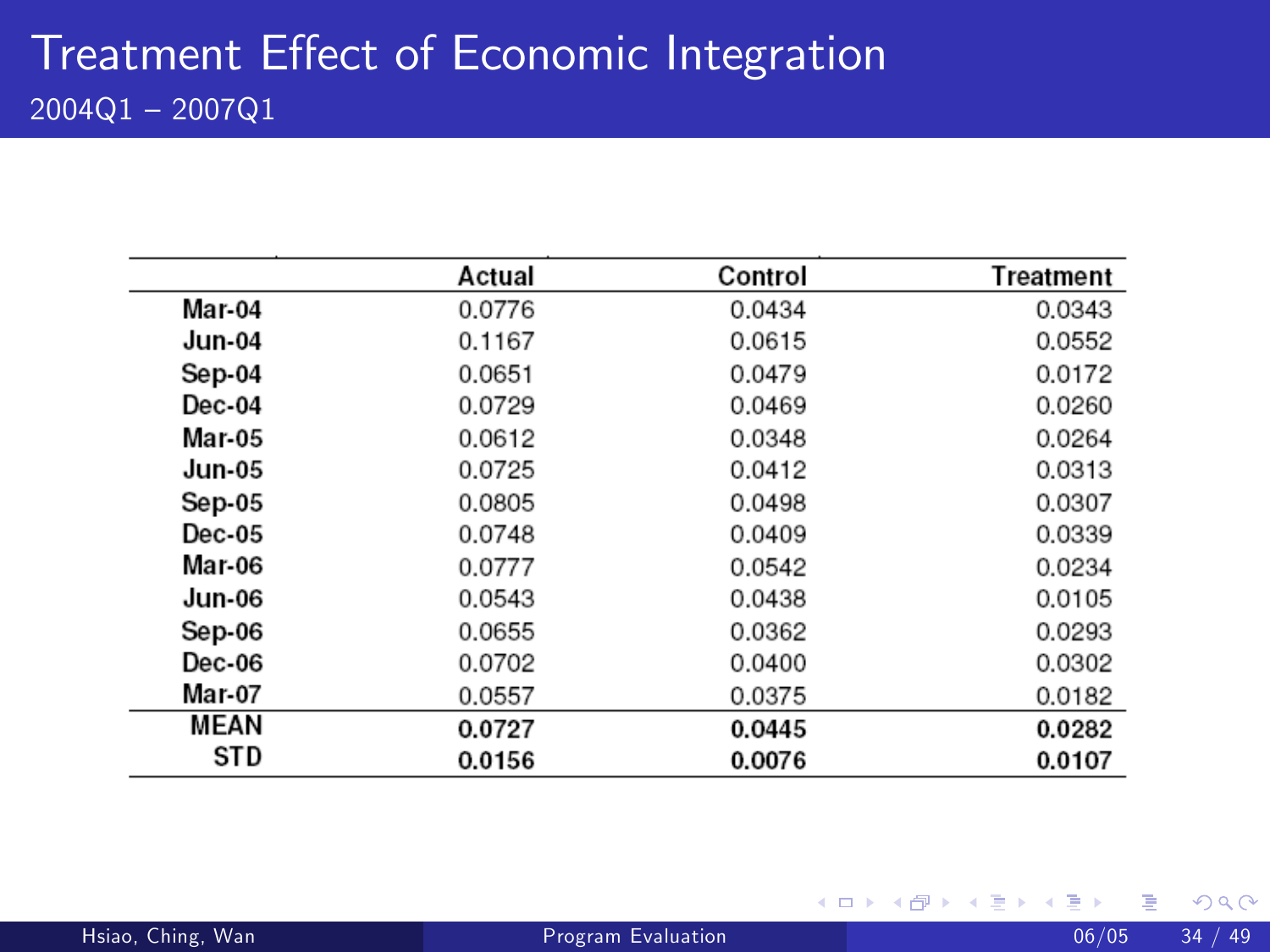# Treatment Effect of Economic Integration

2004Q1 – 2007Q1

| | Actual | Control | Treatment |
|---|---|---|---|
| Mar-04 | 0.0776 | 0.0434 | 0.0343 |
| Jun-04 | 0.1167 | 0.0615 | 0.0552 |
| Sep-04 | 0.0651 | 0.0479 | 0.0172 |
| Dec-04 | 0.0729 | 0.0469 | 0.0260 |
| Mar-05 | 0.0612 | 0.0348 | 0.0264 |
| Jun-05 | 0.0725 | 0.0412 | 0.0313 |
| Sep-05 | 0.0805 | 0.0498 | 0.0307 |
| Dec-05 | 0.0748 | 0.0409 | 0.0339 |
| Mar-06 | 0.0777 | 0.0542 | 0.0234 |
| Jun-06 | 0.0543 | 0.0438 | 0.0105 |
| Sep-06 | 0.0655 | 0.0362 | 0.0293 |
| Dec-06 | 0.0702 | 0.0400 | 0.0302 |
| Mar-07 | 0.0557 | 0.0375 | 0.0182 |
| **MEAN** | **0.0727** | **0.0445** | **0.0282** |
| **STD** | **0.0156** | **0.0076** | **0.0107** |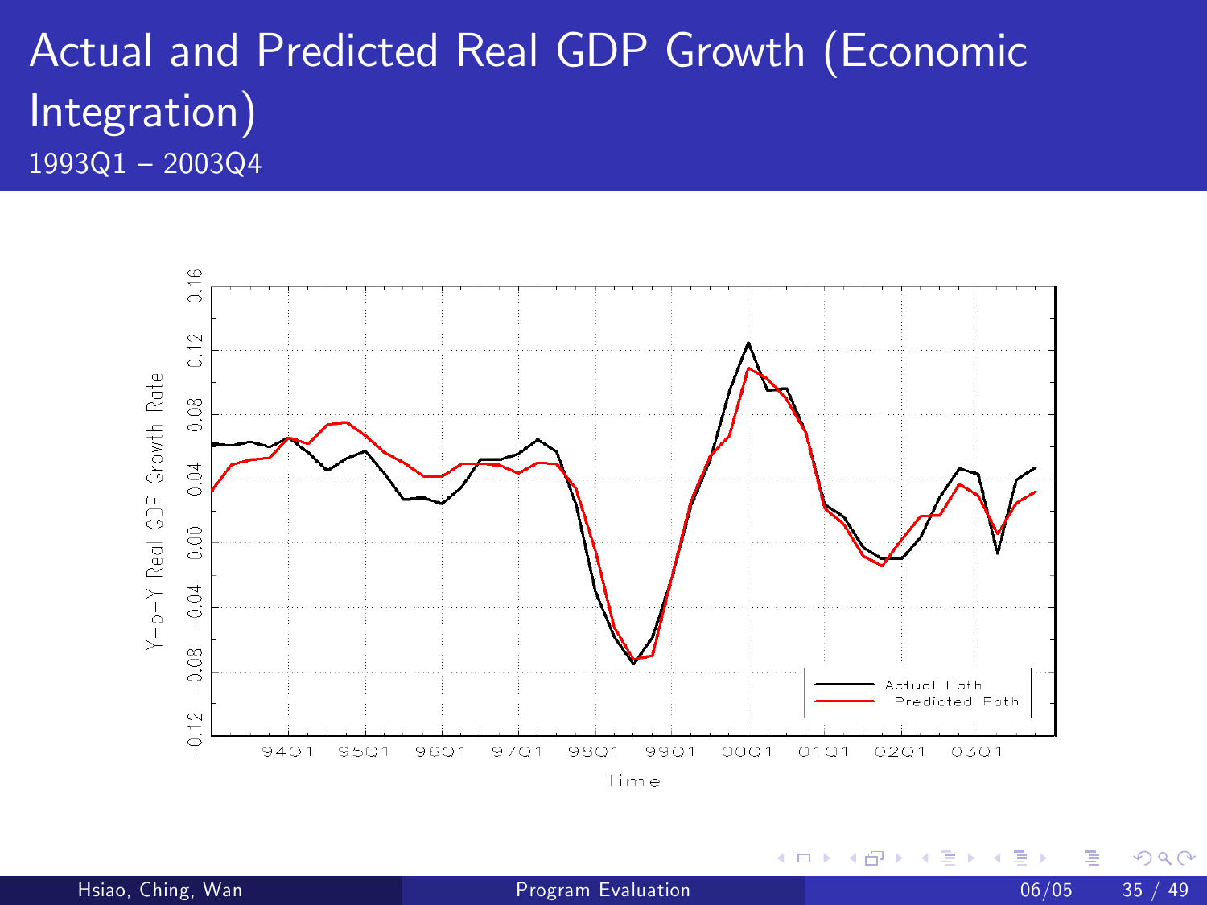# Actual and Predicted Real GDP Growth (Economic Integration)

1993Q1 – 2003Q4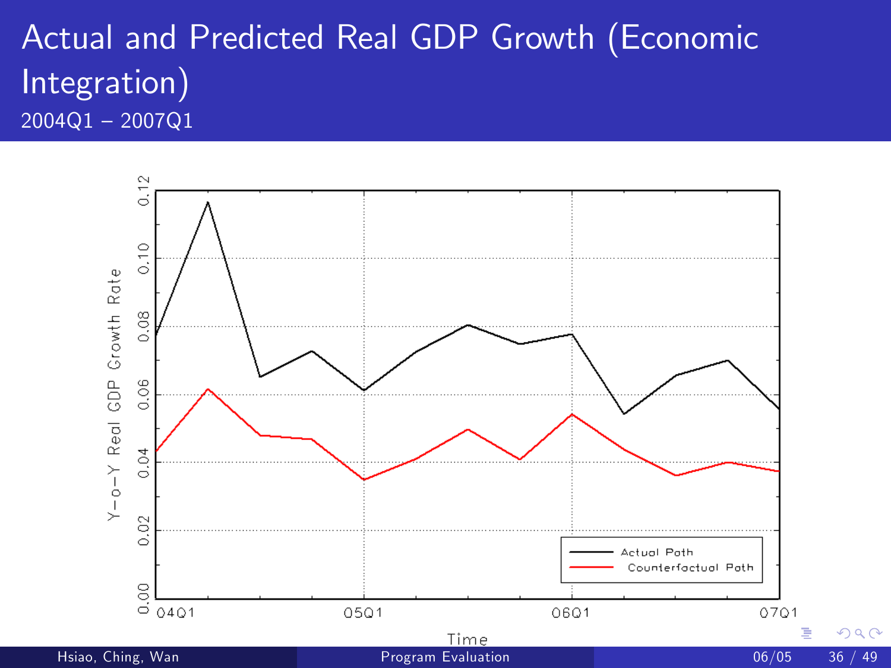# Actual and Predicted Real GDP Growth (Economic Integration)

2004Q1 – 2007Q1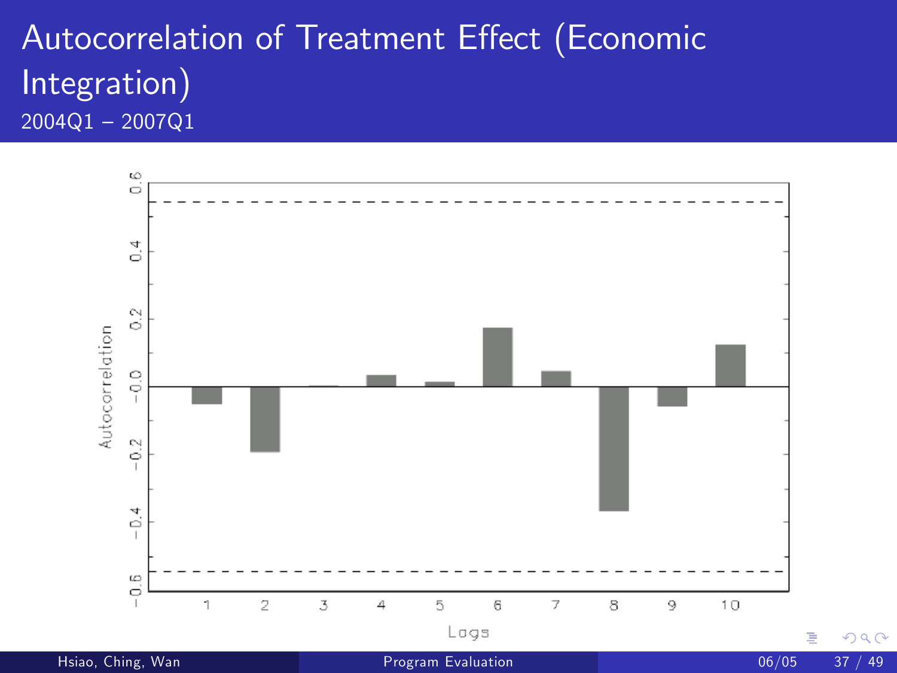# Autocorrelation of Treatment Effect (Economic Integration)

2004Q1 – 2007Q1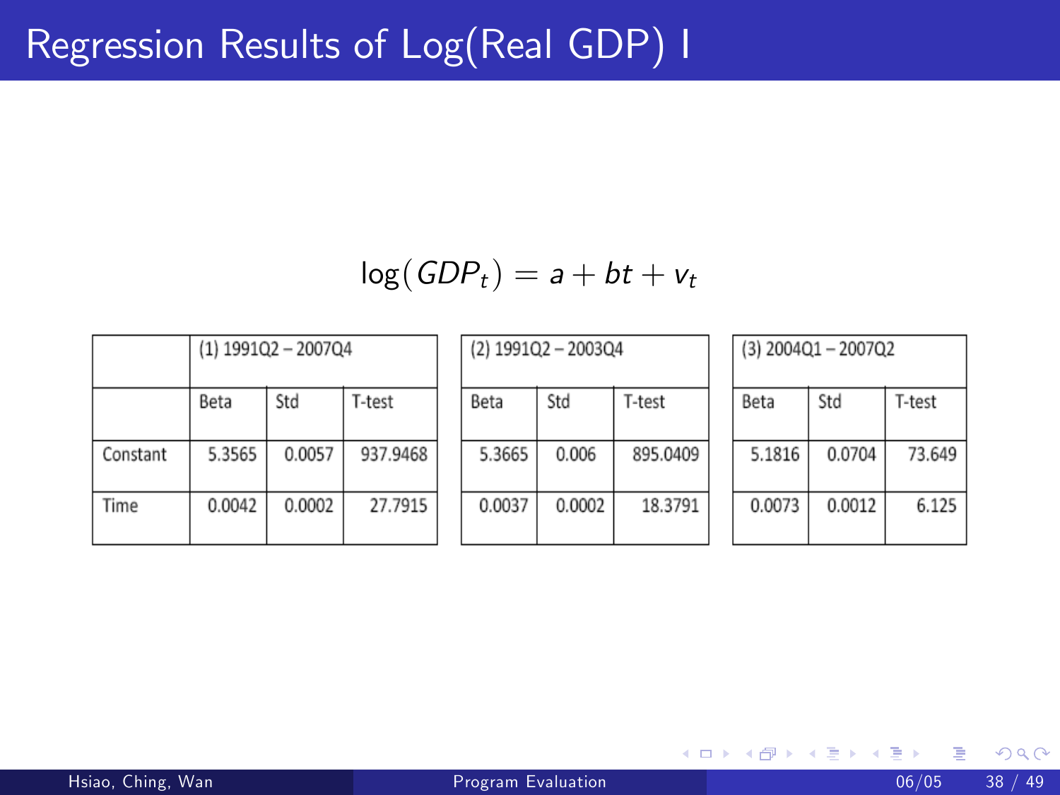# Regression Results of Log(Real GDP) I

$$\log(GDP_t) = a + bt + v_t$$

| | (1) 1991Q2 – 2007Q4 | | |
|---|---|---|---|
| | Beta | Std | T-test |
| Constant | 5.3565 | 0.0057 | 937.9468 |
| Time | 0.0042 | 0.0002 | 27.7915 |

| (2) 1991Q2 – 2003Q4 | | |
|---|---|---|
| Beta | Std | T-test |
| 5.3665 | 0.006 | 895.0409 |
| 0.0037 | 0.0002 | 18.3791 |

| (3) 2004Q1 – 2007Q2 | | |
|---|---|---|
| Beta | Std | T-test |
| 5.1816 | 0.0704 | 73.649 |
| 0.0073 | 0.0012 | 6.125 |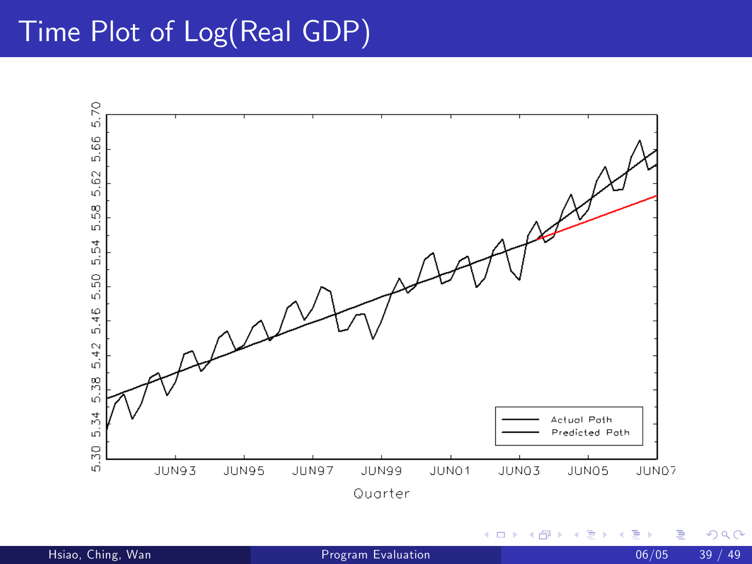# Time Plot of Log(Real GDP)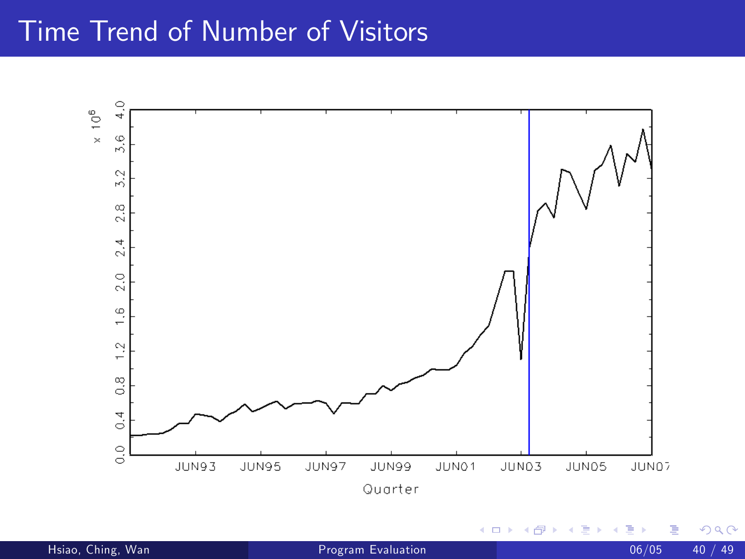# Time Trend of Number of Visitors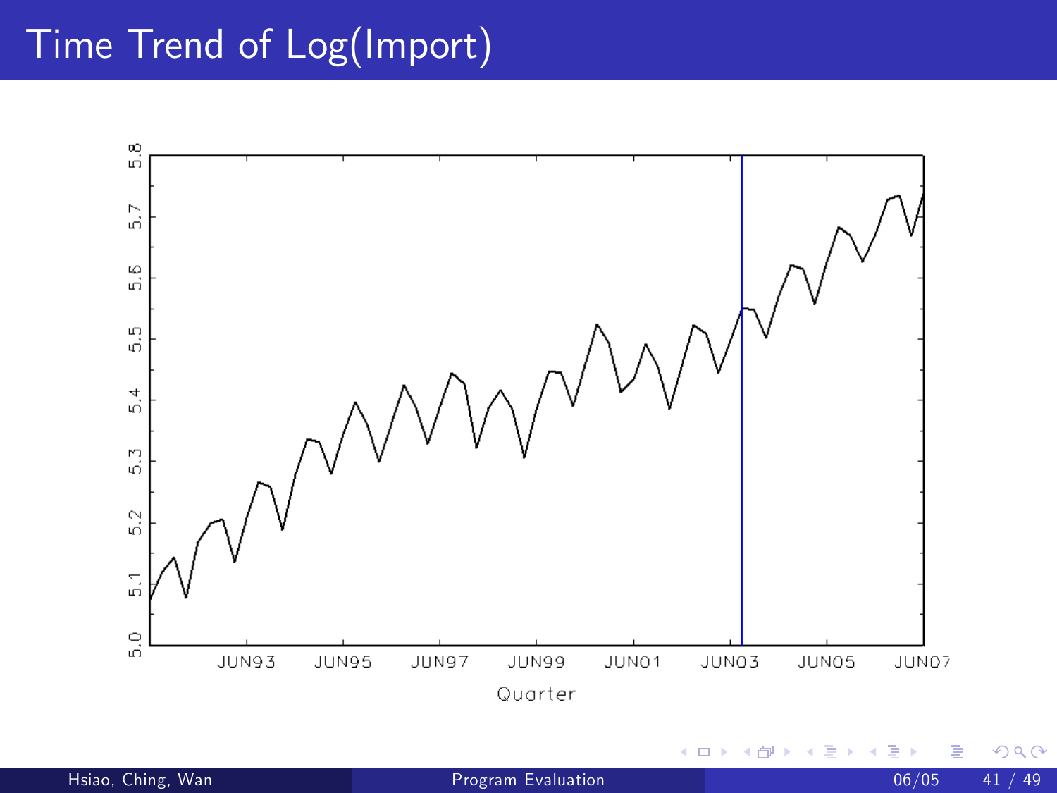# Time Trend of Log(Import)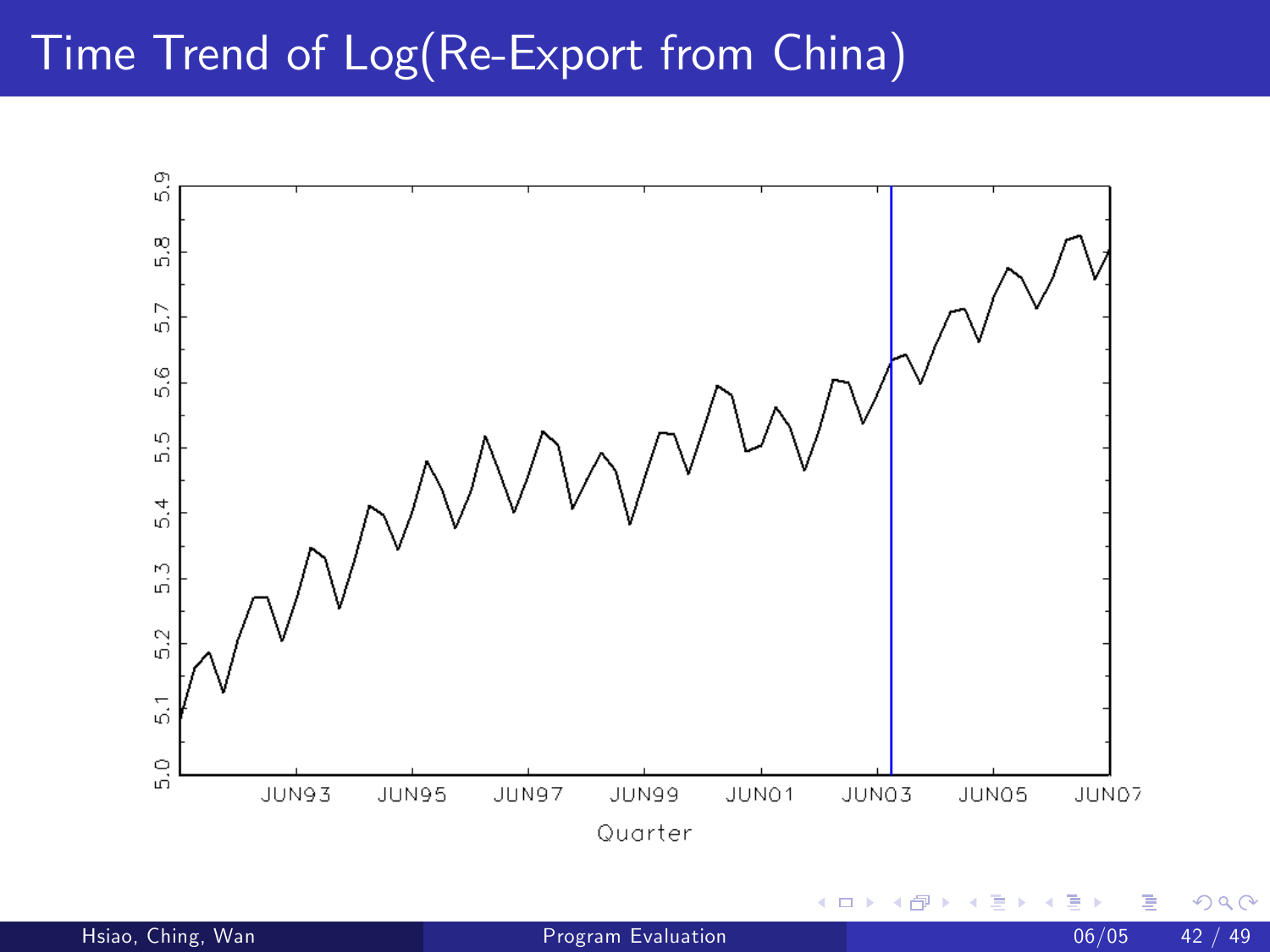# Time Trend of Log(Re-Export from China)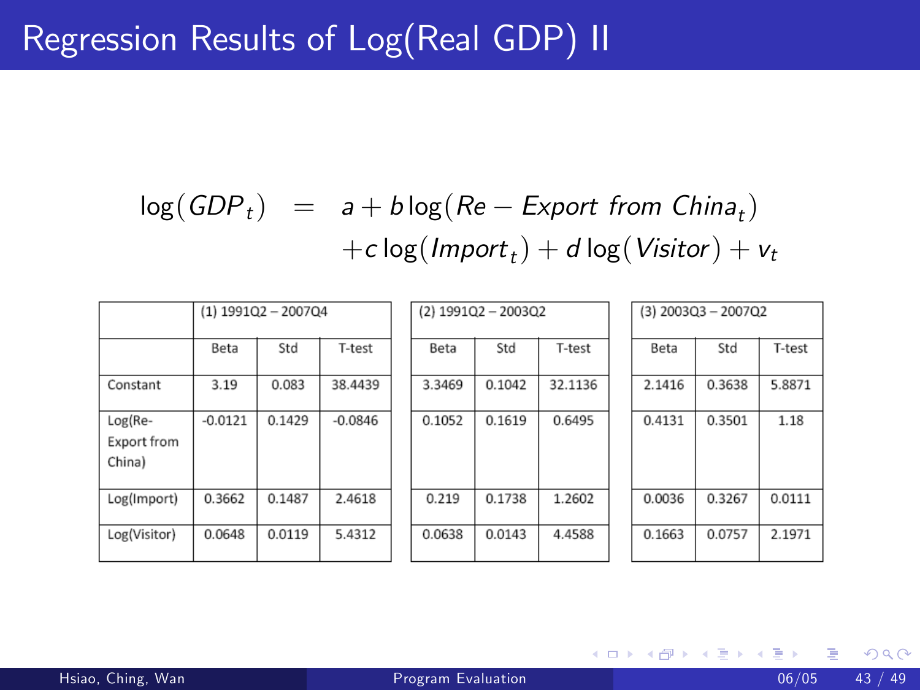# Regression Results of Log(Real GDP) II

$$\log(GDP_t) = a + b\log(Re - Export\ from\ China_t) + c\log(Import_t) + d\log(Visitor) + v_t$$

| | (1) 1991Q2 – 2007Q4 | | | (2) 1991Q2 – 2003Q2 | | | (3) 2003Q3 – 2007Q2 | | |
|---|---|---|---|---|---|---|---|---|---|
| | Beta | Std | T-test | Beta | Std | T-test | Beta | Std | T-test |
| Constant | 3.19 | 0.083 | 38.4439 | 3.3469 | 0.1042 | 32.1136 | 2.1416 | 0.3638 | 5.8871 |
| Log(Re-Export from China) | -0.0121 | 0.1429 | -0.0846 | 0.1052 | 0.1619 | 0.6495 | 0.4131 | 0.3501 | 1.18 |
| Log(Import) | 0.3662 | 0.1487 | 2.4618 | 0.219 | 0.1738 | 1.2602 | 0.0036 | 0.3267 | 0.0111 |
| Log(Visitor) | 0.0648 | 0.0119 | 5.4312 | 0.0638 | 0.0143 | 4.4588 | 0.1663 | 0.0757 | 2.1971 |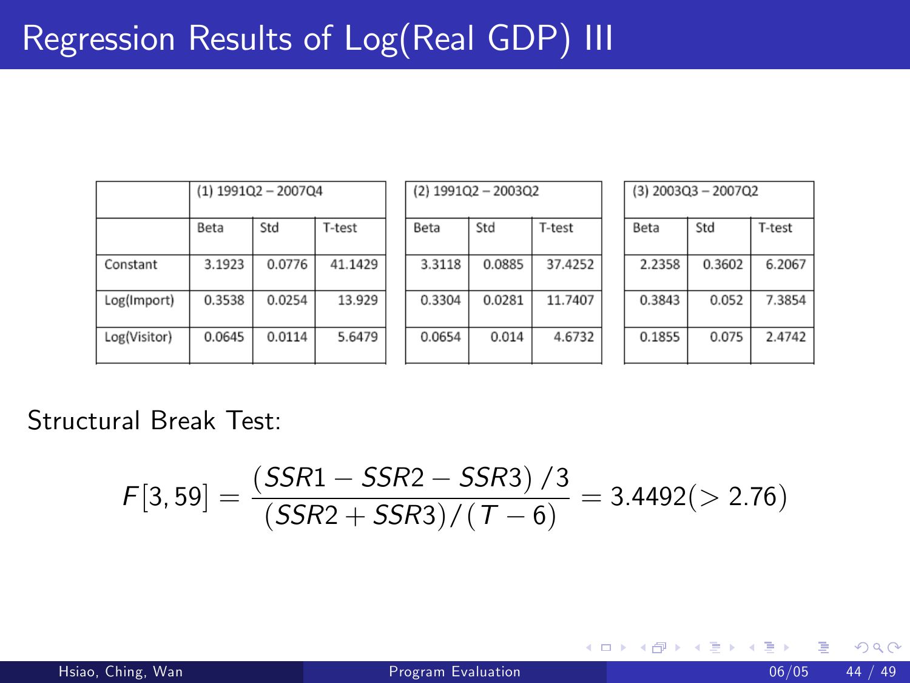# Regression Results of Log(Real GDP) III

| | (1) 1991Q2 – 2007Q4 | | | (2) 1991Q2 – 2003Q2 | | | (3) 2003Q3 – 2007Q2 | | |
|---|---|---|---|---|---|---|---|---|---|
| | Beta | Std | T-test | Beta | Std | T-test | Beta | Std | T-test |
| Constant | 3.1923 | 0.0776 | 41.1429 | 3.3118 | 0.0885 | 37.4252 | 2.2358 | 0.3602 | 6.2067 |
| Log(Import) | 0.3538 | 0.0254 | 13.929 | 0.3304 | 0.0281 | 11.7407 | 0.3843 | 0.052 | 7.3854 |
| Log(Visitor) | 0.0645 | 0.0114 | 5.6479 | 0.0654 | 0.014 | 4.6732 | 0.1855 | 0.075 | 2.4742 |

Structural Break Test:

$$F[3, 59] = \frac{(SSR1 - SSR2 - SSR3)\,/3}{(SSR2 + SSR3)/(T - 6)} = 3.4492 (> 2.76)$$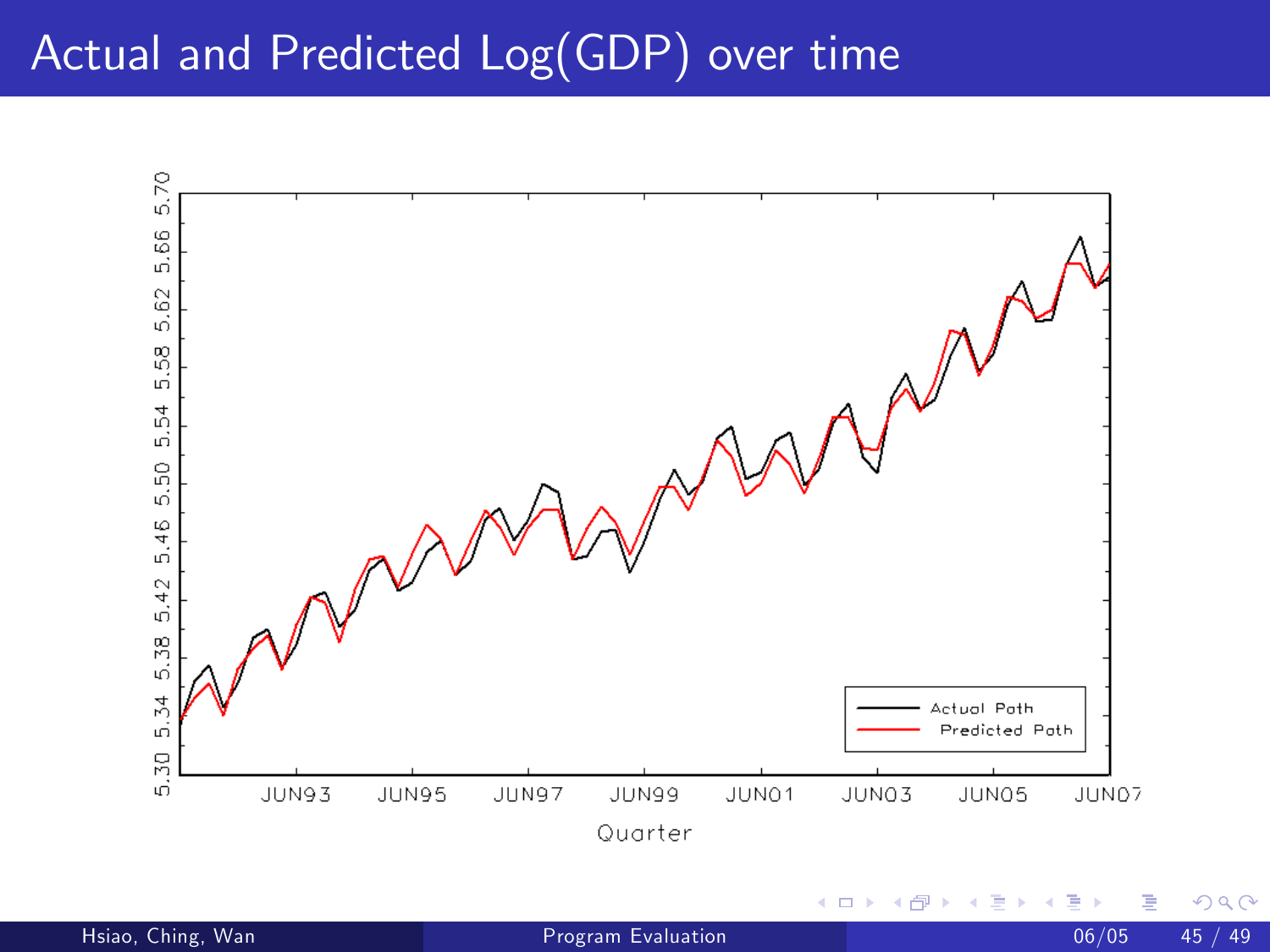# Actual and Predicted Log(GDP) over time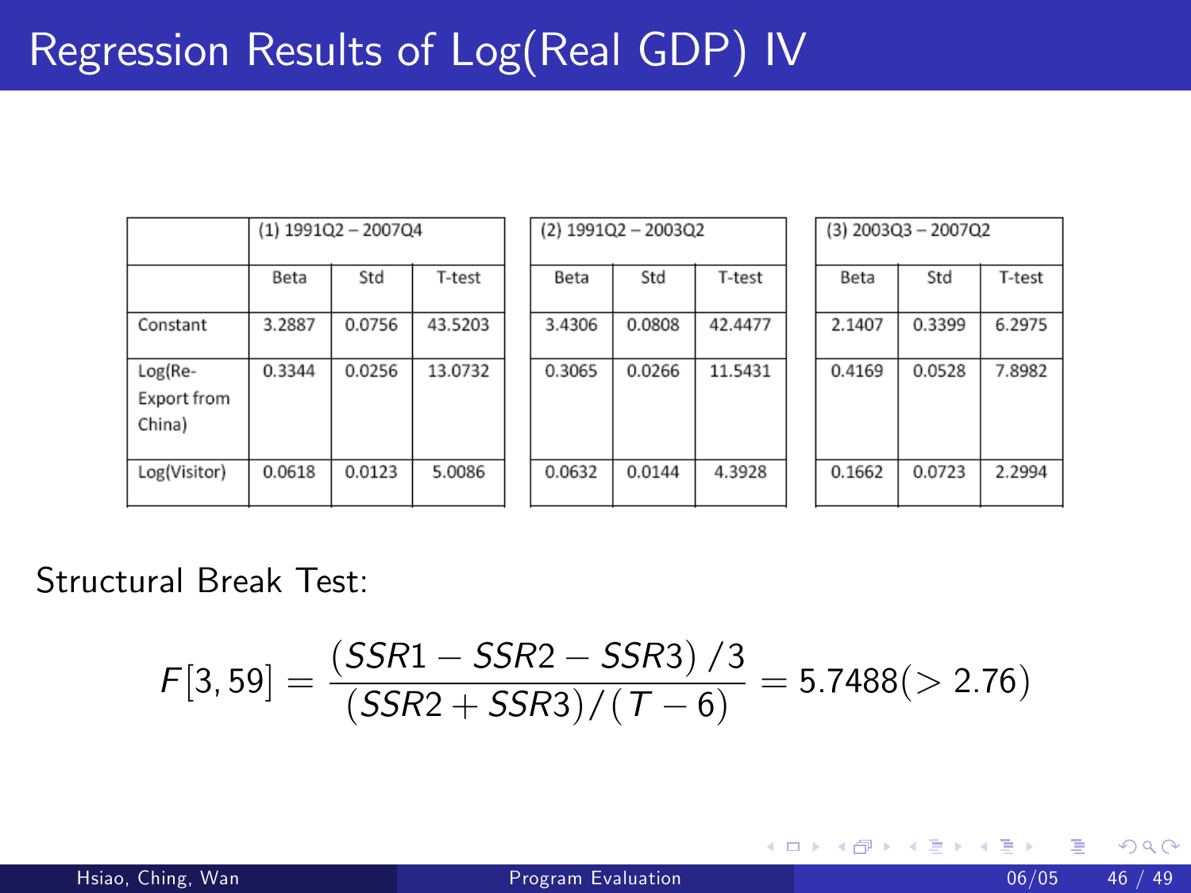# Regression Results of Log(Real GDP) IV

| | (1) 1991Q2 – 2007Q4 | | | (2) 1991Q2 – 2003Q2 | | | (3) 2003Q3 – 2007Q2 | | |
|---|---|---|---|---|---|---|---|---|---|
| | Beta | Std | T-test | Beta | Std | T-test | Beta | Std | T-test |
| Constant | 3.2887 | 0.0756 | 43.5203 | 3.4306 | 0.0808 | 42.4477 | 2.1407 | 0.3399 | 6.2975 |
| Log(Re-Export from China) | 0.3344 | 0.0256 | 13.0732 | 0.3065 | 0.0266 | 11.5431 | 0.4169 | 0.0528 | 7.8982 |
| Log(Visitor) | 0.0618 | 0.0123 | 5.0086 | 0.0632 | 0.0144 | 4.3928 | 0.1662 | 0.0723 | 2.2994 |

Structural Break Test:

$$F[3,59] = \frac{(SSR1 - SSR2 - SSR3)/3}{(SSR2 + SSR3)/(T-6)} = 5.7488 (> 2.76)$$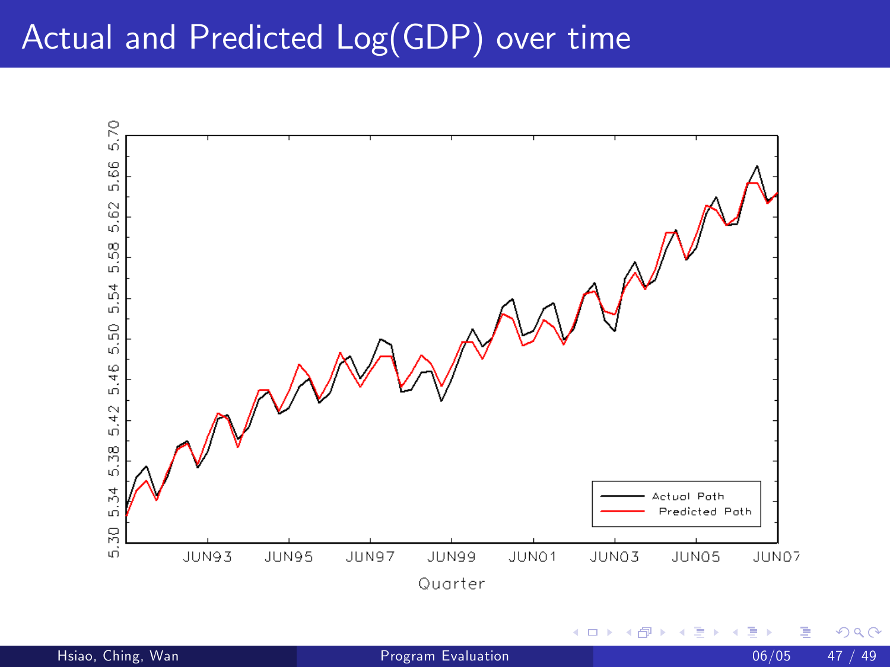# Actual and Predicted Log(GDP) over time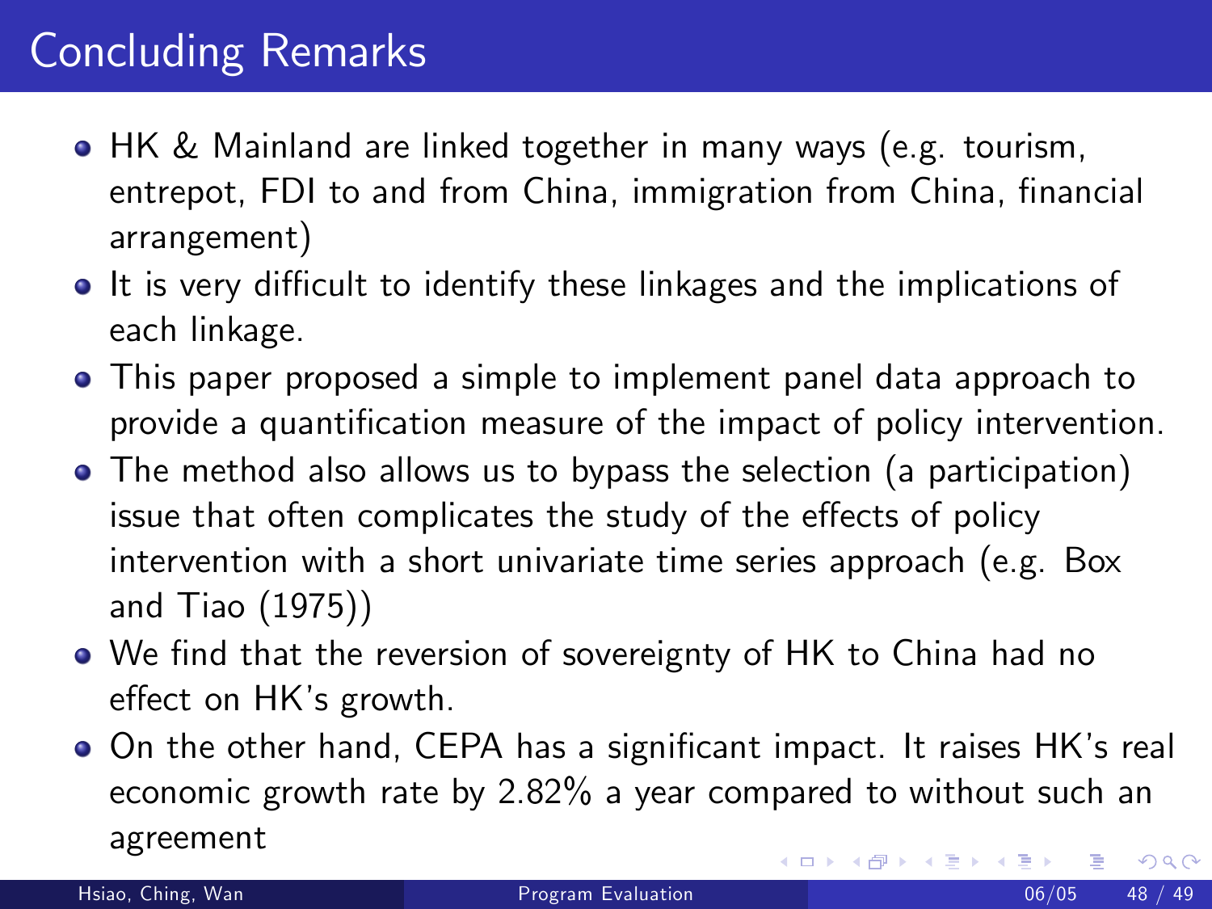# Concluding Remarks

- HK & Mainland are linked together in many ways (e.g. tourism, entrepot, FDI to and from China, immigration from China, financial arrangement)
- It is very difficult to identify these linkages and the implications of each linkage.
- This paper proposed a simple to implement panel data approach to provide a quantification measure of the impact of policy intervention.
- The method also allows us to bypass the selection (a participation) issue that often complicates the study of the effects of policy intervention with a short univariate time series approach (e.g. Box and Tiao (1975))
- We find that the reversion of sovereignty of HK to China had no effect on HK's growth.
- On the other hand, CEPA has a significant impact. It raises HK's real economic growth rate by 2.82% a year compared to without such an agreement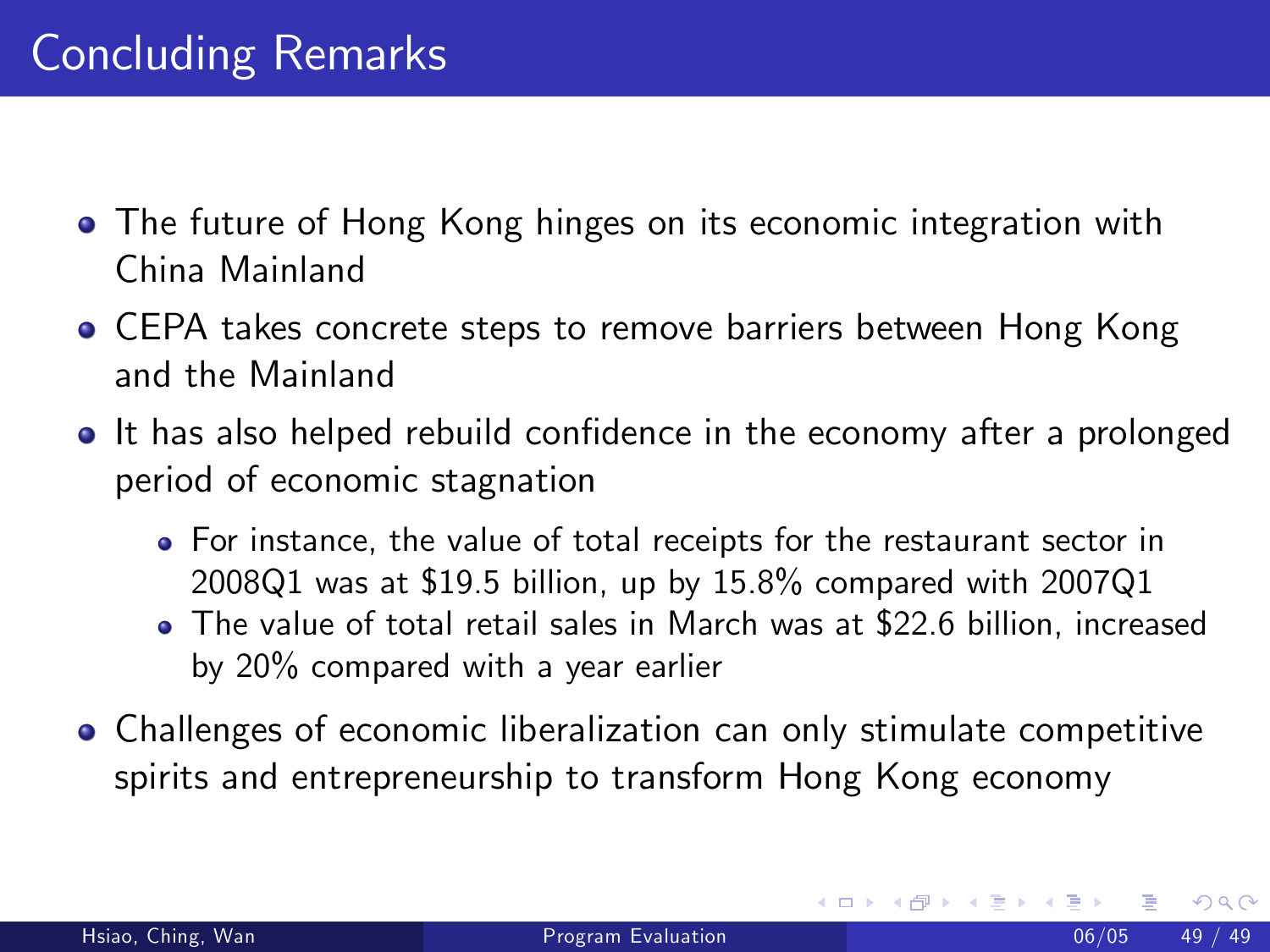# Concluding Remarks

- The future of Hong Kong hinges on its economic integration with China Mainland
- CEPA takes concrete steps to remove barriers between Hong Kong and the Mainland
- It has also helped rebuild confidence in the economy after a prolonged period of economic stagnation
  - For instance, the value of total receipts for the restaurant sector in 2008Q1 was at $19.5 billion, up by 15.8% compared with 2007Q1
  - The value of total retail sales in March was at $22.6 billion, increased by 20% compared with a year earlier
- Challenges of economic liberalization can only stimulate competitive spirits and entrepreneurship to transform Hong Kong economy